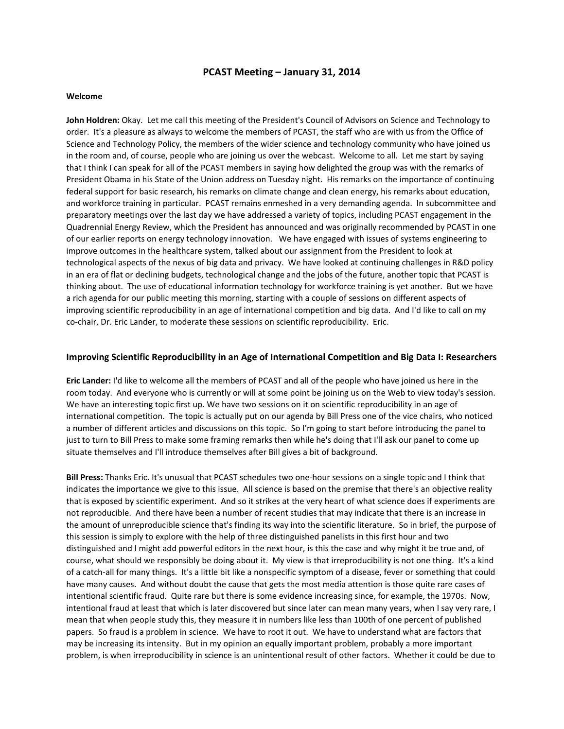# PCAST Meeting – January 31, 2014

**Welcome**

**John Holdren:** Okay. Let me call this meeting of the President's Council of Advisors on Science and Technology to order. It's a pleasure as always to welcome the members of PCAST, the staff who are with us from the Office of Science and Technology Policy, the members of the wider science and technology community who have joined us in the room and, of course, people who are joining us over the webcast. Welcome to all. Let me start by saying that I think I can speak for all of the PCAST members in saying how delighted the group was with the remarks of President Obama in his State of the Union address on Tuesday night. His remarks on the importance of continuing federal support for basic research, his remarks on climate change and clean energy, his remarks about education, and workforce training in particular. PCAST remains enmeshed in a very demanding agenda. In subcommittee and preparatory meetings over the last day we have addressed a variety of topics, including PCAST engagement in the Quadrennial Energy Review, which the President has announced and was originally recommended by PCAST in one of our earlier reports on energy technology innovation. We have engaged with issues of systems engineering to improve outcomes in the healthcare system, talked about our assignment from the President to look at technological aspects of the nexus of big data and privacy. We have looked at continuing challenges in R&D policy in an era of flat or declining budgets, technological change and the jobs of the future, another topic that PCAST is thinking about. The use of educational information technology for workforce training is yet another. But we have a rich agenda for our public meeting this morning, starting with a couple of sessions on different aspects of improving scientific reproducibility in an age of international competition and big data. And I'd like to call on my co-chair, Dr. Eric Lander, to moderate these sessions on scientific reproducibility. Eric.

## Improving Scientific Reproducibility in an Age of International Competition and Big Data I: Researchers

**Eric Lander:** I'd like to welcome all the members of PCAST and all of the people who have joined us here in the room today. And everyone who is currently or will at some point be joining us on the Web to view today's session. We have an interesting topic first up. We have two sessions on it on scientific reproducibility in an age of international competition. The topic is actually put on our agenda by Bill Press one of the vice chairs, who noticed a number of different articles and discussions on this topic. So I'm going to start before introducing the panel to just to turn to Bill Press to make some framing remarks then while he's doing that I'll ask our panel to come up situate themselves and I'll introduce themselves after Bill gives a bit of background.

**Bill Press:** Thanks Eric. It's unusual that PCAST schedules two one-hour sessions on a single topic and I think that indicates the importance we give to this issue. All science is based on the premise that there's an objective reality that is exposed by scientific experiment. And so it strikes at the very heart of what science does if experiments are not reproducible. And there have been a number of recent studies that may indicate that there is an increase in the amount of unreproducible science that's finding its way into the scientific literature. So in brief, the purpose of this session is simply to explore with the help of three distinguished panelists in this first hour and two distinguished and I might add powerful editors in the next hour, is this the case and why might it be true and, of course, what should we responsibly be doing about it. My view is that irreproducibility is not one thing. It's a kind of a catch-all for many things. It's a little bit like a nonspecific symptom of a disease, fever or something that could have many causes. And without doubt the cause that gets the most media attention is those quite rare cases of intentional scientific fraud. Quite rare but there is some evidence increasing since, for example, the 1970s. Now, intentional fraud at least that which is later discovered but since later can mean many years, when I say very rare, I mean that when people study this, they measure it in numbers like less than 100th of one percent of published papers. So fraud is a problem in science. We have to root it out. We have to understand what are factors that may be increasing its intensity. But in my opinion an equally important problem, probably a more important problem, is when irreproducibility in science is an unintentional result of other factors. Whether it could be due to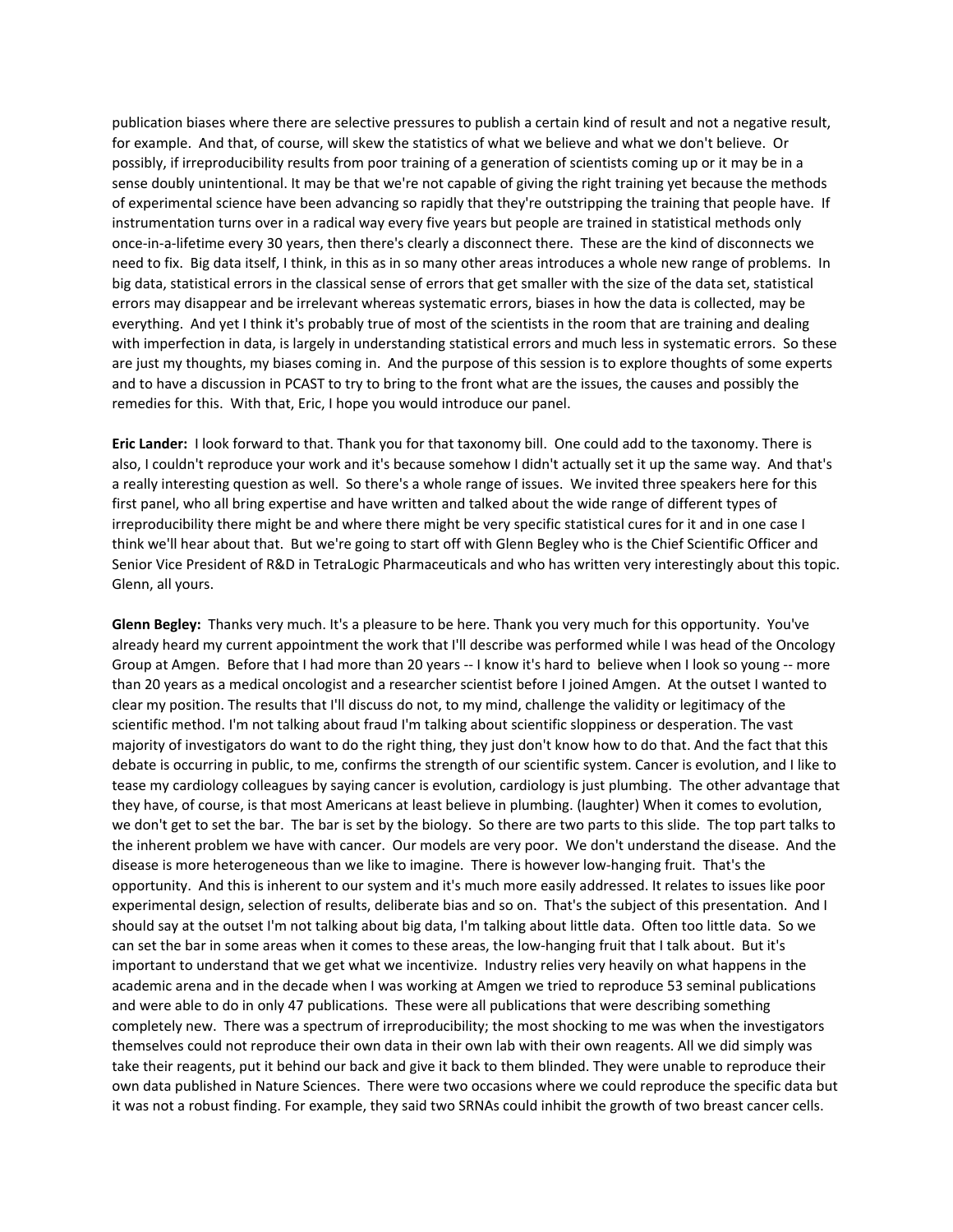publication biases where there are selective pressures to publish a certain kind of result and not a negative result, for example. And that, of course, will skew the statistics of what we believe and what we don't believe. Or possibly, if irreproducibility results from poor training of a generation of scientists coming up or it may be in a sense doubly unintentional. It may be that we're not capable of giving the right training yet because the methods of experimental science have been advancing so rapidly that they're outstripping the training that people have. If instrumentation turns over in a radical way every five years but people are trained in statistical methods only once-in-a-lifetime every 30 years, then there's clearly a disconnect there. These are the kind of disconnects we need to fix. Big data itself, I think, in this as in so many other areas introduces a whole new range of problems. In big data, statistical errors in the classical sense of errors that get smaller with the size of the data set, statistical errors may disappear and be irrelevant whereas systematic errors, biases in how the data is collected, may be everything. And yet I think it's probably true of most of the scientists in the room that are training and dealing with imperfection in data, is largely in understanding statistical errors and much less in systematic errors. So these are just my thoughts, my biases coming in. And the purpose of this session is to explore thoughts of some experts and to have a discussion in PCAST to try to bring to the front what are the issues, the causes and possibly the remedies for this. With that, Eric, I hope you would introduce our panel.

**Eric Lander:** I look forward to that. Thank you for that taxonomy bill. One could add to the taxonomy. There is also, I couldn't reproduce your work and it's because somehow I didn't actually set it up the same way. And that's a really interesting question as well. So there's a whole range of issues. We invited three speakers here for this first panel, who all bring expertise and have written and talked about the wide range of different types of irreproducibility there might be and where there might be very specific statistical cures for it and in one case I think we'll hear about that. But we're going to start off with Glenn Begley who is the Chief Scientific Officer and Senior Vice President of R&D in TetraLogic Pharmaceuticals and who has written very interestingly about this topic. Glenn, all yours.

**Glenn Begley:** Thanks very much. It's a pleasure to be here. Thank you very much for this opportunity. You've already heard my current appointment the work that I'll describe was performed while I was head of the Oncology Group at Amgen. Before that I had more than 20 years -- I know it's hard to believe when I look so young -- more than 20 years as a medical oncologist and a researcher scientist before I joined Amgen. At the outset I wanted to clear my position. The results that I'll discuss do not, to my mind, challenge the validity or legitimacy of the scientific method. I'm not talking about fraud I'm talking about scientific sloppiness or desperation. The vast majority of investigators do want to do the right thing, they just don't know how to do that. And the fact that this debate is occurring in public, to me, confirms the strength of our scientific system. Cancer is evolution, and I like to tease my cardiology colleagues by saying cancer is evolution, cardiology is just plumbing. The other advantage that they have, of course, is that most Americans at least believe in plumbing. (laughter) When it comes to evolution, we don't get to set the bar. The bar is set by the biology. So there are two parts to this slide. The top part talks to the inherent problem we have with cancer. Our models are very poor. We don't understand the disease. And the disease is more heterogeneous than we like to imagine. There is however low-hanging fruit. That's the opportunity. And this is inherent to our system and it's much more easily addressed. It relates to issues like poor experimental design, selection of results, deliberate bias and so on. That's the subject of this presentation. And I should say at the outset I'm not talking about big data, I'm talking about little data. Often too little data. So we can set the bar in some areas when it comes to these areas, the low-hanging fruit that I talk about. But it's important to understand that we get what we incentivize. Industry relies very heavily on what happens in the academic arena and in the decade when I was working at Amgen we tried to reproduce 53 seminal publications and were able to do in only 47 publications. These were all publications that were describing something completely new. There was a spectrum of irreproducibility; the most shocking to me was when the investigators themselves could not reproduce their own data in their own lab with their own reagents. All we did simply was take their reagents, put it behind our back and give it back to them blinded. They were unable to reproduce their own data published in Nature Sciences. There were two occasions where we could reproduce the specific data but it was not a robust finding. For example, they said two SRNAs could inhibit the growth of two breast cancer cells.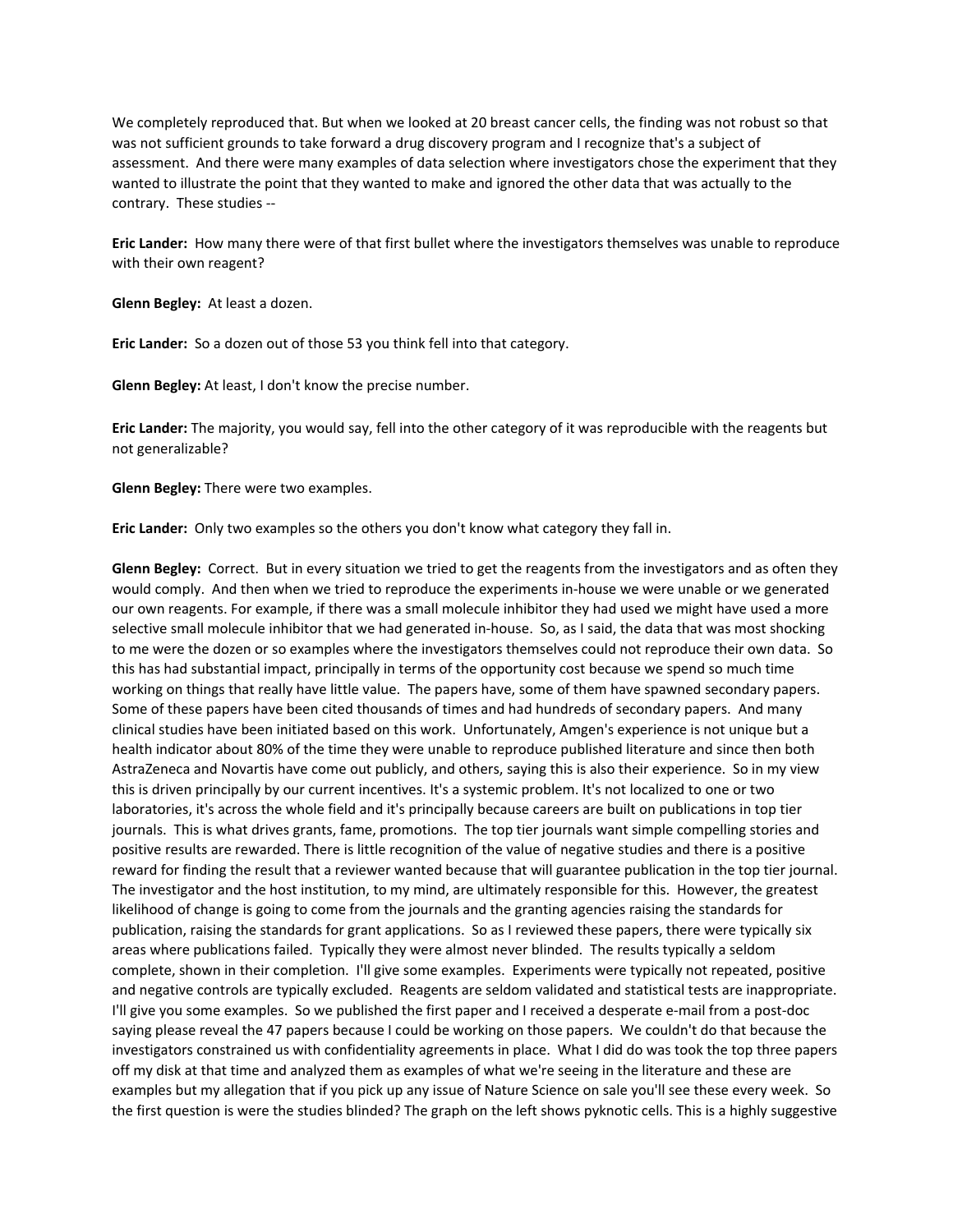We completely reproduced that. But when we looked at 20 breast cancer cells, the finding was not robust so that was not sufficient grounds to take forward a drug discovery program and I recognize that's a subject of assessment. And there were many examples of data selection where investigators chose the experiment that they wanted to illustrate the point that they wanted to make and ignored the other data that was actually to the contrary. These studies --

**Eric Lander:** How many there were of that first bullet where the investigators themselves was unable to reproduce with their own reagent?

**Glenn Begley:** At least a dozen.

**Eric Lander:** So a dozen out of those 53 you think fell into that category.

**Glenn Begley:** At least, I don't know the precise number.

**Eric Lander:** The majority, you would say, fell into the other category of it was reproducible with the reagents but not generalizable?

**Glenn Begley:** There were two examples.

**Eric Lander:** Only two examples so the others you don't know what category they fall in.

**Glenn Begley:** Correct. But in every situation we tried to get the reagents from the investigators and as often they would comply. And then when we tried to reproduce the experiments in-house we were unable or we generated our own reagents. For example, if there was a small molecule inhibitor they had used we might have used a more selective small molecule inhibitor that we had generated in-house. So, as I said, the data that was most shocking to me were the dozen or so examples where the investigators themselves could not reproduce their own data. So this has had substantial impact, principally in terms of the opportunity cost because we spend so much time working on things that really have little value. The papers have, some of them have spawned secondary papers. Some of these papers have been cited thousands of times and had hundreds of secondary papers. And many clinical studies have been initiated based on this work. Unfortunately, Amgen's experience is not unique but a health indicator about 80% of the time they were unable to reproduce published literature and since then both AstraZeneca and Novartis have come out publicly, and others, saying this is also their experience. So in my view this is driven principally by our current incentives. It's a systemic problem. It's not localized to one or two laboratories, it's across the whole field and it's principally because careers are built on publications in top tier journals. This is what drives grants, fame, promotions. The top tier journals want simple compelling stories and positive results are rewarded. There is little recognition of the value of negative studies and there is a positive reward for finding the result that a reviewer wanted because that will guarantee publication in the top tier journal. The investigator and the host institution, to my mind, are ultimately responsible for this. However, the greatest likelihood of change is going to come from the journals and the granting agencies raising the standards for publication, raising the standards for grant applications. So as I reviewed these papers, there were typically six areas where publications failed. Typically they were almost never blinded. The results typically a seldom complete, shown in their completion. I'll give some examples. Experiments were typically not repeated, positive and negative controls are typically excluded. Reagents are seldom validated and statistical tests are inappropriate. I'll give you some examples. So we published the first paper and I received a desperate e-mail from a post-doc saying please reveal the 47 papers because I could be working on those papers. We couldn't do that because the investigators constrained us with confidentiality agreements in place. What I did do was took the top three papers off my disk at that time and analyzed them as examples of what we're seeing in the literature and these are examples but my allegation that if you pick up any issue of Nature Science on sale you'll see these every week. So the first question is were the studies blinded? The graph on the left shows pyknotic cells. This is a highly suggestive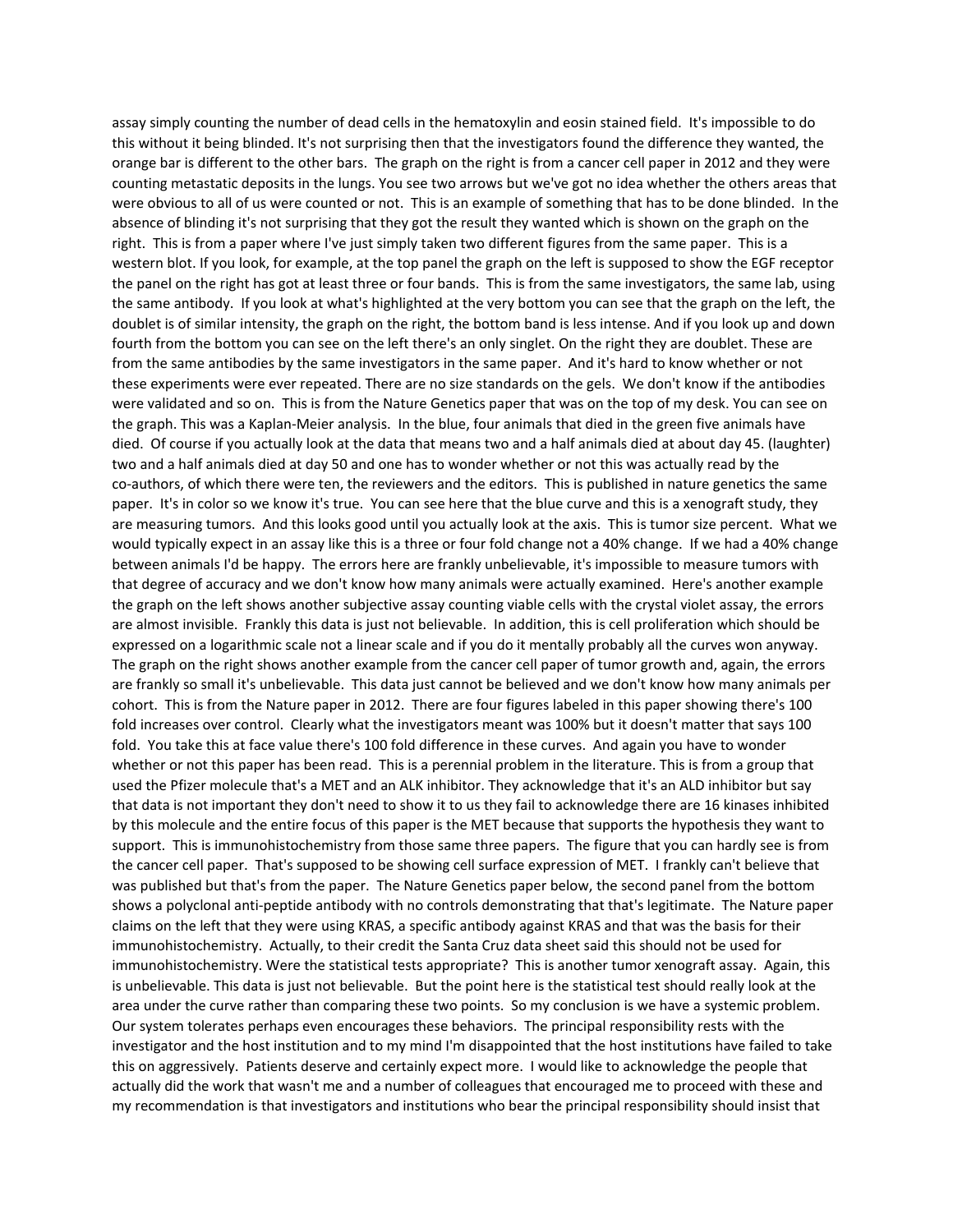assay simply counting the number of dead cells in the hematoxylin and eosin stained field. It's impossible to do this without it being blinded. It's not surprising then that the investigators found the difference they wanted, the orange bar is different to the other bars. The graph on the right is from a cancer cell paper in 2012 and they were counting metastatic deposits in the lungs. You see two arrows but we've got no idea whether the others areas that were obvious to all of us were counted or not. This is an example of something that has to be done blinded. In the absence of blinding it's not surprising that they got the result they wanted which is shown on the graph on the right. This is from a paper where I've just simply taken two different figures from the same paper. This is a western blot. If you look, for example, at the top panel the graph on the left is supposed to show the EGF receptor the panel on the right has got at least three or four bands. This is from the same investigators, the same lab, using the same antibody. If you look at what's highlighted at the very bottom you can see that the graph on the left, the doublet is of similar intensity, the graph on the right, the bottom band is less intense. And if you look up and down fourth from the bottom you can see on the left there's an only singlet. On the right they are doublet. These are from the same antibodies by the same investigators in the same paper. And it's hard to know whether or not these experiments were ever repeated. There are no size standards on the gels. We don't know if the antibodies were validated and so on. This is from the Nature Genetics paper that was on the top of my desk. You can see on the graph. This was a Kaplan-Meier analysis. In the blue, four animals that died in the green five animals have died. Of course if you actually look at the data that means two and a half animals died at about day 45. (laughter) two and a half animals died at day 50 and one has to wonder whether or not this was actually read by the co-authors, of which there were ten, the reviewers and the editors. This is published in nature genetics the same paper. It's in color so we know it's true. You can see here that the blue curve and this is a xenograft study, they are measuring tumors. And this looks good until you actually look at the axis. This is tumor size percent. What we would typically expect in an assay like this is a three or four fold change not a 40% change. If we had a 40% change between animals I'd be happy. The errors here are frankly unbelievable, it's impossible to measure tumors with that degree of accuracy and we don't know how many animals were actually examined. Here's another example the graph on the left shows another subjective assay counting viable cells with the crystal violet assay, the errors are almost invisible. Frankly this data is just not believable. In addition, this is cell proliferation which should be expressed on a logarithmic scale not a linear scale and if you do it mentally probably all the curves won anyway. The graph on the right shows another example from the cancer cell paper of tumor growth and, again, the errors are frankly so small it's unbelievable. This data just cannot be believed and we don't know how many animals per cohort. This is from the Nature paper in 2012. There are four figures labeled in this paper showing there's 100 fold increases over control. Clearly what the investigators meant was 100% but it doesn't matter that says 100 fold. You take this at face value there's 100 fold difference in these curves. And again you have to wonder whether or not this paper has been read. This is a perennial problem in the literature. This is from a group that used the Pfizer molecule that's a MET and an ALK inhibitor. They acknowledge that it's an ALD inhibitor but say that data is not important they don't need to show it to us they fail to acknowledge there are 16 kinases inhibited by this molecule and the entire focus of this paper is the MET because that supports the hypothesis they want to support. This is immunohistochemistry from those same three papers. The figure that you can hardly see is from the cancer cell paper. That's supposed to be showing cell surface expression of MET. I frankly can't believe that was published but that's from the paper. The Nature Genetics paper below, the second panel from the bottom shows a polyclonal anti-peptide antibody with no controls demonstrating that that's legitimate. The Nature paper claims on the left that they were using KRAS, a specific antibody against KRAS and that was the basis for their immunohistochemistry. Actually, to their credit the Santa Cruz data sheet said this should not be used for immunohistochemistry. Were the statistical tests appropriate? This is another tumor xenograft assay. Again, this is unbelievable. This data is just not believable. But the point here is the statistical test should really look at the area under the curve rather than comparing these two points. So my conclusion is we have a systemic problem. Our system tolerates perhaps even encourages these behaviors. The principal responsibility rests with the investigator and the host institution and to my mind I'm disappointed that the host institutions have failed to take this on aggressively. Patients deserve and certainly expect more. I would like to acknowledge the people that actually did the work that wasn't me and a number of colleagues that encouraged me to proceed with these and my recommendation is that investigators and institutions who bear the principal responsibility should insist that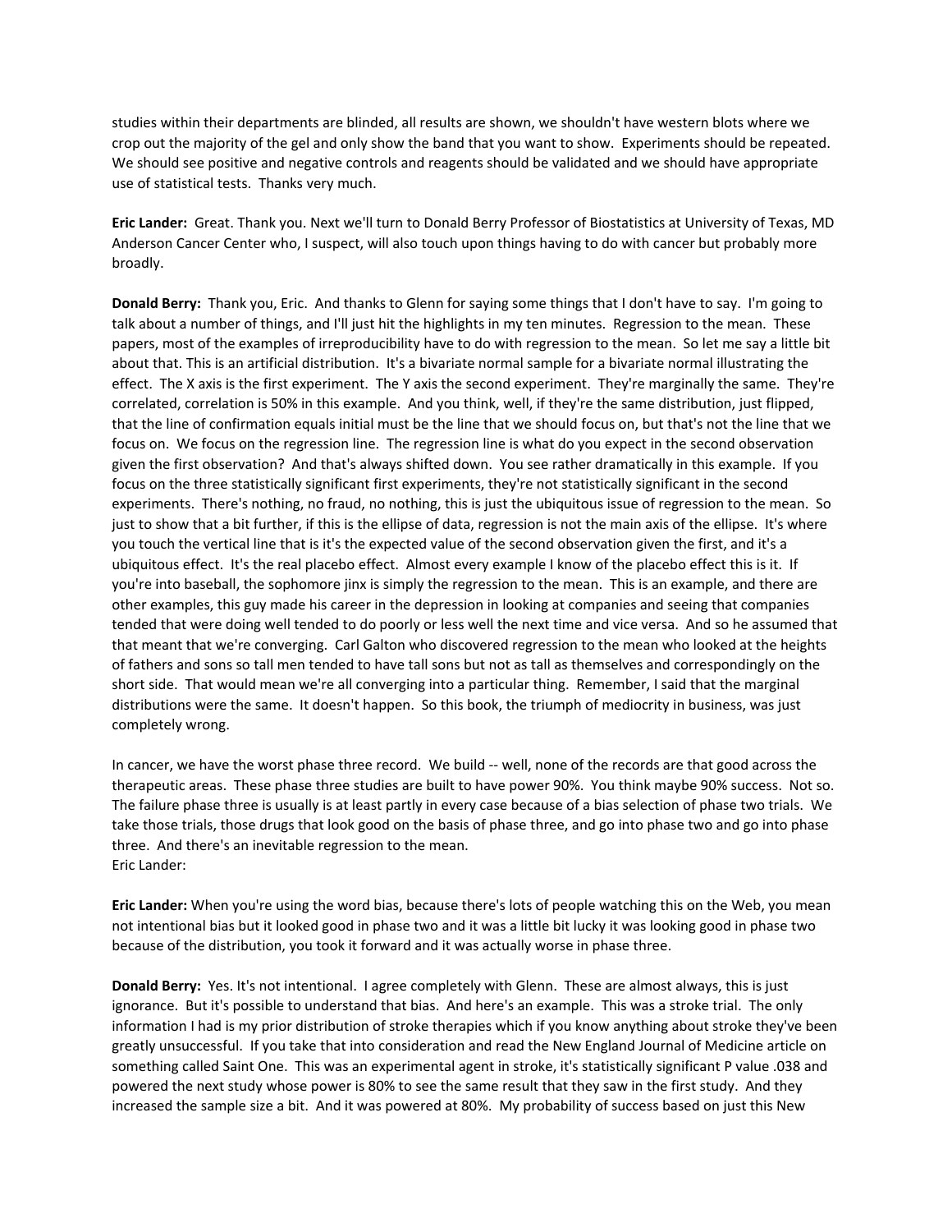studies within their departments are blinded, all results are shown, we shouldn't have western blots where we crop out the majority of the gel and only show the band that you want to show. Experiments should be repeated. We should see positive and negative controls and reagents should be validated and we should have appropriate use of statistical tests. Thanks very much.

**Eric Lander:** Great. Thank you. Next we'll turn to Donald Berry Professor of Biostatistics at University of Texas, MD Anderson Cancer Center who, I suspect, will also touch upon things having to do with cancer but probably more broadly.

**Donald Berry:** Thank you, Eric. And thanks to Glenn for saying some things that I don't have to say. I'm going to talk about a number of things, and I'll just hit the highlights in my ten minutes. Regression to the mean. These papers, most of the examples of irreproducibility have to do with regression to the mean. So let me say a little bit about that. This is an artificial distribution. It's a bivariate normal sample for a bivariate normal illustrating the effect. The X axis is the first experiment. The Y axis the second experiment. They're marginally the same. They're correlated, correlation is 50% in this example. And you think, well, if they're the same distribution, just flipped, that the line of confirmation equals initial must be the line that we should focus on, but that's not the line that we focus on. We focus on the regression line. The regression line is what do you expect in the second observation given the first observation? And that's always shifted down. You see rather dramatically in this example. If you focus on the three statistically significant first experiments, they're not statistically significant in the second experiments. There's nothing, no fraud, no nothing, this is just the ubiquitous issue of regression to the mean. So just to show that a bit further, if this is the ellipse of data, regression is not the main axis of the ellipse. It's where you touch the vertical line that is it's the expected value of the second observation given the first, and it's a ubiquitous effect. It's the real placebo effect. Almost every example I know of the placebo effect this is it. If you're into baseball, the sophomore jinx is simply the regression to the mean. This is an example, and there are other examples, this guy made his career in the depression in looking at companies and seeing that companies tended that were doing well tended to do poorly or less well the next time and vice versa. And so he assumed that that meant that we're converging. Carl Galton who discovered regression to the mean who looked at the heights of fathers and sons so tall men tended to have tall sons but not as tall as themselves and correspondingly on the short side. That would mean we're all converging into a particular thing. Remember, I said that the marginal distributions were the same. It doesn't happen. So this book, the triumph of mediocrity in business, was just completely wrong.

In cancer, we have the worst phase three record. We build -- well, none of the records are that good across the therapeutic areas. These phase three studies are built to have power 90%. You think maybe 90% success. Not so. The failure phase three is usually is at least partly in every case because of a bias selection of phase two trials. We take those trials, those drugs that look good on the basis of phase three, and go into phase two and go into phase three. And there's an inevitable regression to the mean.
Eric Lander:

**Eric Lander:** When you're using the word bias, because there's lots of people watching this on the Web, you mean not intentional bias but it looked good in phase two and it was a little bit lucky it was looking good in phase two because of the distribution, you took it forward and it was actually worse in phase three.

**Donald Berry:** Yes. It's not intentional. I agree completely with Glenn. These are almost always, this is just ignorance. But it's possible to understand that bias. And here's an example. This was a stroke trial. The only information I had is my prior distribution of stroke therapies which if you know anything about stroke they've been greatly unsuccessful. If you take that into consideration and read the New England Journal of Medicine article on something called Saint One. This was an experimental agent in stroke, it's statistically significant P value .038 and powered the next study whose power is 80% to see the same result that they saw in the first study. And they increased the sample size a bit. And it was powered at 80%. My probability of success based on just this New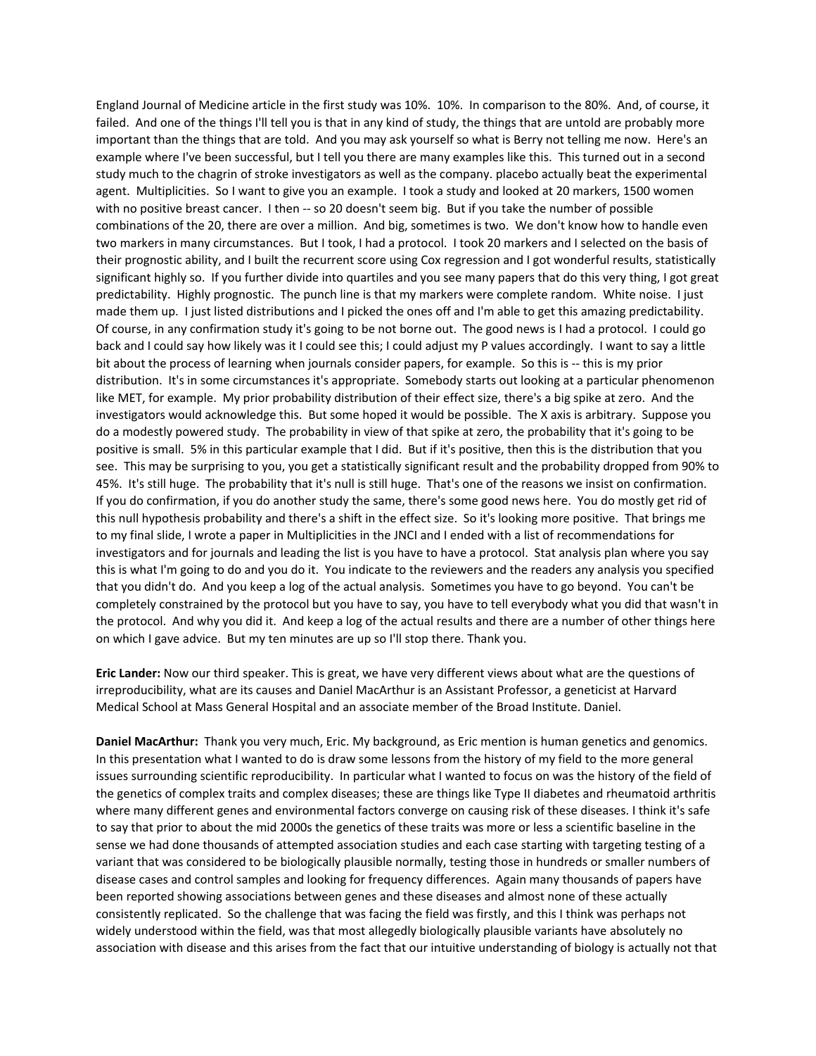England Journal of Medicine article in the first study was 10%. 10%. In comparison to the 80%. And, of course, it failed. And one of the things I'll tell you is that in any kind of study, the things that are untold are probably more important than the things that are told. And you may ask yourself so what is Berry not telling me now. Here's an example where I've been successful, but I tell you there are many examples like this. This turned out in a second study much to the chagrin of stroke investigators as well as the company. placebo actually beat the experimental agent. Multiplicities. So I want to give you an example. I took a study and looked at 20 markers, 1500 women with no positive breast cancer. I then -- so 20 doesn't seem big. But if you take the number of possible combinations of the 20, there are over a million. And big, sometimes is two. We don't know how to handle even two markers in many circumstances. But I took, I had a protocol. I took 20 markers and I selected on the basis of their prognostic ability, and I built the recurrent score using Cox regression and I got wonderful results, statistically significant highly so. If you further divide into quartiles and you see many papers that do this very thing, I got great predictability. Highly prognostic. The punch line is that my markers were complete random. White noise. I just made them up. I just listed distributions and I picked the ones off and I'm able to get this amazing predictability. Of course, in any confirmation study it's going to be not borne out. The good news is I had a protocol. I could go back and I could say how likely was it I could see this; I could adjust my P values accordingly. I want to say a little bit about the process of learning when journals consider papers, for example. So this is -- this is my prior distribution. It's in some circumstances it's appropriate. Somebody starts out looking at a particular phenomenon like MET, for example. My prior probability distribution of their effect size, there's a big spike at zero. And the investigators would acknowledge this. But some hoped it would be possible. The X axis is arbitrary. Suppose you do a modestly powered study. The probability in view of that spike at zero, the probability that it's going to be positive is small. 5% in this particular example that I did. But if it's positive, then this is the distribution that you see. This may be surprising to you, you get a statistically significant result and the probability dropped from 90% to 45%. It's still huge. The probability that it's null is still huge. That's one of the reasons we insist on confirmation. If you do confirmation, if you do another study the same, there's some good news here. You do mostly get rid of this null hypothesis probability and there's a shift in the effect size. So it's looking more positive. That brings me to my final slide, I wrote a paper in Multiplicities in the JNCI and I ended with a list of recommendations for investigators and for journals and leading the list is you have to have a protocol. Stat analysis plan where you say this is what I'm going to do and you do it. You indicate to the reviewers and the readers any analysis you specified that you didn't do. And you keep a log of the actual analysis. Sometimes you have to go beyond. You can't be completely constrained by the protocol but you have to say, you have to tell everybody what you did that wasn't in the protocol. And why you did it. And keep a log of the actual results and there are a number of other things here on which I gave advice. But my ten minutes are up so I'll stop there. Thank you.

**Eric Lander:** Now our third speaker. This is great, we have very different views about what are the questions of irreproducibility, what are its causes and Daniel MacArthur is an Assistant Professor, a geneticist at Harvard Medical School at Mass General Hospital and an associate member of the Broad Institute. Daniel.

**Daniel MacArthur:** Thank you very much, Eric. My background, as Eric mention is human genetics and genomics. In this presentation what I wanted to do is draw some lessons from the history of my field to the more general issues surrounding scientific reproducibility. In particular what I wanted to focus on was the history of the field of the genetics of complex traits and complex diseases; these are things like Type II diabetes and rheumatoid arthritis where many different genes and environmental factors converge on causing risk of these diseases. I think it's safe to say that prior to about the mid 2000s the genetics of these traits was more or less a scientific baseline in the sense we had done thousands of attempted association studies and each case starting with targeting testing of a variant that was considered to be biologically plausible normally, testing those in hundreds or smaller numbers of disease cases and control samples and looking for frequency differences. Again many thousands of papers have been reported showing associations between genes and these diseases and almost none of these actually consistently replicated. So the challenge that was facing the field was firstly, and this I think was perhaps not widely understood within the field, was that most allegedly biologically plausible variants have absolutely no association with disease and this arises from the fact that our intuitive understanding of biology is actually not that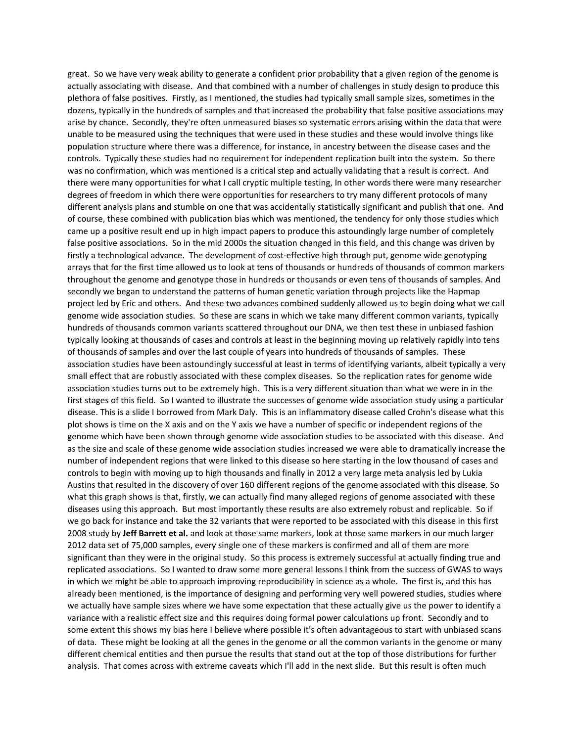great. So we have very weak ability to generate a confident prior probability that a given region of the genome is actually associating with disease. And that combined with a number of challenges in study design to produce this plethora of false positives. Firstly, as I mentioned, the studies had typically small sample sizes, sometimes in the dozens, typically in the hundreds of samples and that increased the probability that false positive associations may arise by chance. Secondly, they're often unmeasured biases so systematic errors arising within the data that were unable to be measured using the techniques that were used in these studies and these would involve things like population structure where there was a difference, for instance, in ancestry between the disease cases and the controls. Typically these studies had no requirement for independent replication built into the system. So there was no confirmation, which was mentioned is a critical step and actually validating that a result is correct. And there were many opportunities for what I call cryptic multiple testing, In other words there were many researcher degrees of freedom in which there were opportunities for researchers to try many different protocols of many different analysis plans and stumble on one that was accidentally statistically significant and publish that one. And of course, these combined with publication bias which was mentioned, the tendency for only those studies which came up a positive result end up in high impact papers to produce this astoundingly large number of completely false positive associations. So in the mid 2000s the situation changed in this field, and this change was driven by firstly a technological advance. The development of cost-effective high through put, genome wide genotyping arrays that for the first time allowed us to look at tens of thousands or hundreds of thousands of common markers throughout the genome and genotype those in hundreds or thousands or even tens of thousands of samples. And secondly we began to understand the patterns of human genetic variation through projects like the Hapmap project led by Eric and others. And these two advances combined suddenly allowed us to begin doing what we call genome wide association studies. So these are scans in which we take many different common variants, typically hundreds of thousands common variants scattered throughout our DNA, we then test these in unbiased fashion typically looking at thousands of cases and controls at least in the beginning moving up relatively rapidly into tens of thousands of samples and over the last couple of years into hundreds of thousands of samples. These association studies have been astoundingly successful at least in terms of identifying variants, albeit typically a very small effect that are robustly associated with these complex diseases. So the replication rates for genome wide association studies turns out to be extremely high. This is a very different situation than what we were in in the first stages of this field. So I wanted to illustrate the successes of genome wide association study using a particular disease. This is a slide I borrowed from Mark Daly. This is an inflammatory disease called Crohn's disease what this plot shows is time on the X axis and on the Y axis we have a number of specific or independent regions of the genome which have been shown through genome wide association studies to be associated with this disease. And as the size and scale of these genome wide association studies increased we were able to dramatically increase the number of independent regions that were linked to this disease so here starting in the low thousand of cases and controls to begin with moving up to high thousands and finally in 2012 a very large meta analysis led by Lukia Austins that resulted in the discovery of over 160 different regions of the genome associated with this disease. So what this graph shows is that, firstly, we can actually find many alleged regions of genome associated with these diseases using this approach. But most importantly these results are also extremely robust and replicable. So if we go back for instance and take the 32 variants that were reported to be associated with this disease in this first 2008 study by **Jeff Barrett et al.** and look at those same markers, look at those same markers in our much larger 2012 data set of 75,000 samples, every single one of these markers is confirmed and all of them are more significant than they were in the original study. So this process is extremely successful at actually finding true and replicated associations. So I wanted to draw some more general lessons I think from the success of GWAS to ways in which we might be able to approach improving reproducibility in science as a whole. The first is, and this has already been mentioned, is the importance of designing and performing very well powered studies, studies where we actually have sample sizes where we have some expectation that these actually give us the power to identify a variance with a realistic effect size and this requires doing formal power calculations up front. Secondly and to some extent this shows my bias here I believe where possible it's often advantageous to start with unbiased scans of data. These might be looking at all the genes in the genome or all the common variants in the genome or many different chemical entities and then pursue the results that stand out at the top of those distributions for further analysis. That comes across with extreme caveats which I'll add in the next slide. But this result is often much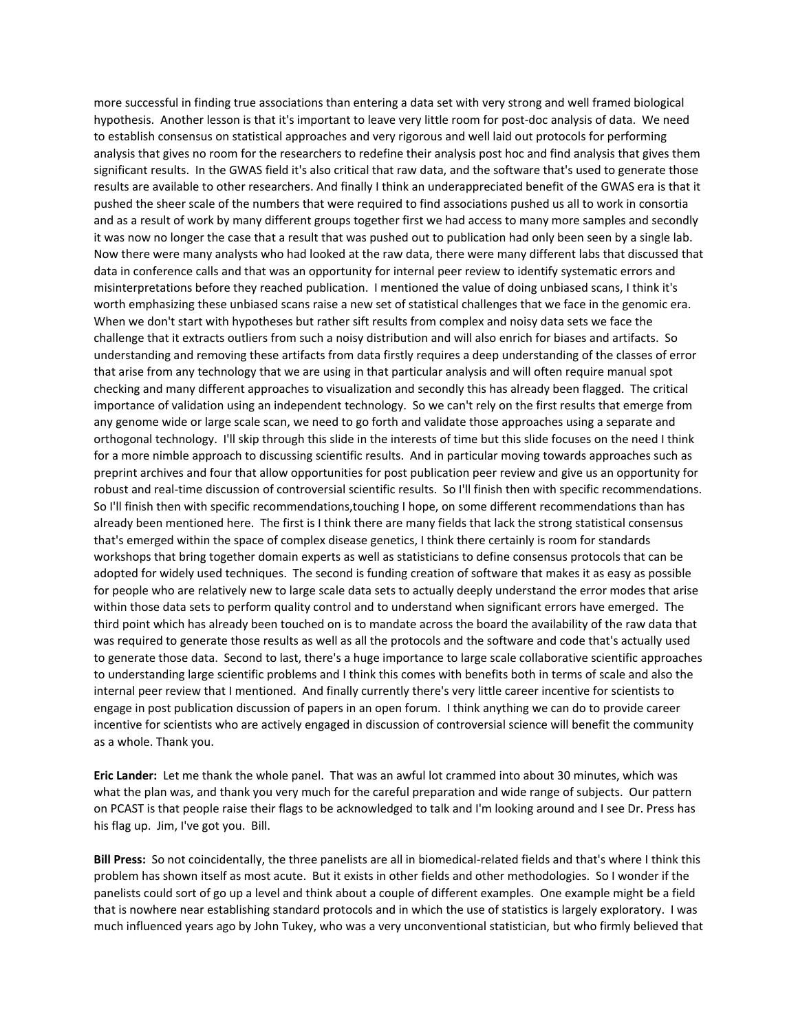more successful in finding true associations than entering a data set with very strong and well framed biological hypothesis. Another lesson is that it's important to leave very little room for post-doc analysis of data. We need to establish consensus on statistical approaches and very rigorous and well laid out protocols for performing analysis that gives no room for the researchers to redefine their analysis post hoc and find analysis that gives them significant results. In the GWAS field it's also critical that raw data, and the software that's used to generate those results are available to other researchers. And finally I think an underappreciated benefit of the GWAS era is that it pushed the sheer scale of the numbers that were required to find associations pushed us all to work in consortia and as a result of work by many different groups together first we had access to many more samples and secondly it was now no longer the case that a result that was pushed out to publication had only been seen by a single lab. Now there were many analysts who had looked at the raw data, there were many different labs that discussed that data in conference calls and that was an opportunity for internal peer review to identify systematic errors and misinterpretations before they reached publication. I mentioned the value of doing unbiased scans, I think it's worth emphasizing these unbiased scans raise a new set of statistical challenges that we face in the genomic era. When we don't start with hypotheses but rather sift results from complex and noisy data sets we face the challenge that it extracts outliers from such a noisy distribution and will also enrich for biases and artifacts. So understanding and removing these artifacts from data firstly requires a deep understanding of the classes of error that arise from any technology that we are using in that particular analysis and will often require manual spot checking and many different approaches to visualization and secondly this has already been flagged. The critical importance of validation using an independent technology. So we can't rely on the first results that emerge from any genome wide or large scale scan, we need to go forth and validate those approaches using a separate and orthogonal technology. I'll skip through this slide in the interests of time but this slide focuses on the need I think for a more nimble approach to discussing scientific results. And in particular moving towards approaches such as preprint archives and four that allow opportunities for post publication peer review and give us an opportunity for robust and real-time discussion of controversial scientific results. So I'll finish then with specific recommendations. So I'll finish then with specific recommendations,touching I hope, on some different recommendations than has already been mentioned here. The first is I think there are many fields that lack the strong statistical consensus that's emerged within the space of complex disease genetics, I think there certainly is room for standards workshops that bring together domain experts as well as statisticians to define consensus protocols that can be adopted for widely used techniques. The second is funding creation of software that makes it as easy as possible for people who are relatively new to large scale data sets to actually deeply understand the error modes that arise within those data sets to perform quality control and to understand when significant errors have emerged. The third point which has already been touched on is to mandate across the board the availability of the raw data that was required to generate those results as well as all the protocols and the software and code that's actually used to generate those data. Second to last, there's a huge importance to large scale collaborative scientific approaches to understanding large scientific problems and I think this comes with benefits both in terms of scale and also the internal peer review that I mentioned. And finally currently there's very little career incentive for scientists to engage in post publication discussion of papers in an open forum. I think anything we can do to provide career incentive for scientists who are actively engaged in discussion of controversial science will benefit the community as a whole. Thank you.

**Eric Lander:** Let me thank the whole panel. That was an awful lot crammed into about 30 minutes, which was what the plan was, and thank you very much for the careful preparation and wide range of subjects. Our pattern on PCAST is that people raise their flags to be acknowledged to talk and I'm looking around and I see Dr. Press has his flag up. Jim, I've got you. Bill.

**Bill Press:** So not coincidentally, the three panelists are all in biomedical-related fields and that's where I think this problem has shown itself as most acute. But it exists in other fields and other methodologies. So I wonder if the panelists could sort of go up a level and think about a couple of different examples. One example might be a field that is nowhere near establishing standard protocols and in which the use of statistics is largely exploratory. I was much influenced years ago by John Tukey, who was a very unconventional statistician, but who firmly believed that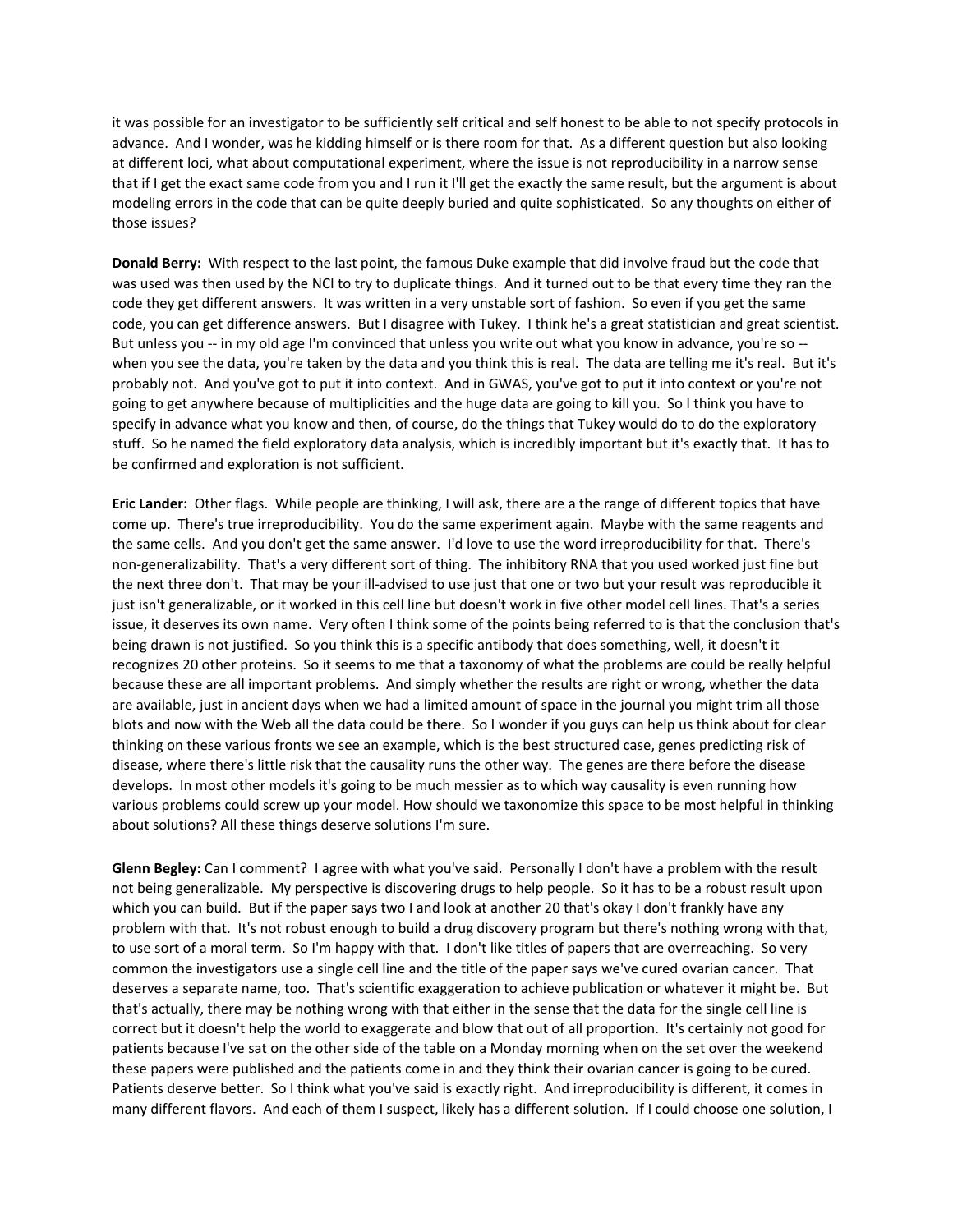it was possible for an investigator to be sufficiently self critical and self honest to be able to not specify protocols in advance. And I wonder, was he kidding himself or is there room for that. As a different question but also looking at different loci, what about computational experiment, where the issue is not reproducibility in a narrow sense that if I get the exact same code from you and I run it I'll get the exactly the same result, but the argument is about modeling errors in the code that can be quite deeply buried and quite sophisticated. So any thoughts on either of those issues?

**Donald Berry:** With respect to the last point, the famous Duke example that did involve fraud but the code that was used was then used by the NCI to try to duplicate things. And it turned out to be that every time they ran the code they get different answers. It was written in a very unstable sort of fashion. So even if you get the same code, you can get difference answers. But I disagree with Tukey. I think he's a great statistician and great scientist. But unless you -- in my old age I'm convinced that unless you write out what you know in advance, you're so -- when you see the data, you're taken by the data and you think this is real. The data are telling me it's real. But it's probably not. And you've got to put it into context. And in GWAS, you've got to put it into context or you're not going to get anywhere because of multiplicities and the huge data are going to kill you. So I think you have to specify in advance what you know and then, of course, do the things that Tukey would do to do the exploratory stuff. So he named the field exploratory data analysis, which is incredibly important but it's exactly that. It has to be confirmed and exploration is not sufficient.

**Eric Lander:** Other flags. While people are thinking, I will ask, there are a the range of different topics that have come up. There's true irreproducibility. You do the same experiment again. Maybe with the same reagents and the same cells. And you don't get the same answer. I'd love to use the word irreproducibility for that. There's non-generalizability. That's a very different sort of thing. The inhibitory RNA that you used worked just fine but the next three don't. That may be your ill-advised to use just that one or two but your result was reproducible it just isn't generalizable, or it worked in this cell line but doesn't work in five other model cell lines. That's a series issue, it deserves its own name. Very often I think some of the points being referred to is that the conclusion that's being drawn is not justified. So you think this is a specific antibody that does something, well, it doesn't it recognizes 20 other proteins. So it seems to me that a taxonomy of what the problems are could be really helpful because these are all important problems. And simply whether the results are right or wrong, whether the data are available, just in ancient days when we had a limited amount of space in the journal you might trim all those blots and now with the Web all the data could be there. So I wonder if you guys can help us think about for clear thinking on these various fronts we see an example, which is the best structured case, genes predicting risk of disease, where there's little risk that the causality runs the other way. The genes are there before the disease develops. In most other models it's going to be much messier as to which way causality is even running how various problems could screw up your model. How should we taxonomize this space to be most helpful in thinking about solutions? All these things deserve solutions I'm sure.

**Glenn Begley:** Can I comment? I agree with what you've said. Personally I don't have a problem with the result not being generalizable. My perspective is discovering drugs to help people. So it has to be a robust result upon which you can build. But if the paper says two I and look at another 20 that's okay I don't frankly have any problem with that. It's not robust enough to build a drug discovery program but there's nothing wrong with that, to use sort of a moral term. So I'm happy with that. I don't like titles of papers that are overreaching. So very common the investigators use a single cell line and the title of the paper says we've cured ovarian cancer. That deserves a separate name, too. That's scientific exaggeration to achieve publication or whatever it might be. But that's actually, there may be nothing wrong with that either in the sense that the data for the single cell line is correct but it doesn't help the world to exaggerate and blow that out of all proportion. It's certainly not good for patients because I've sat on the other side of the table on a Monday morning when on the set over the weekend these papers were published and the patients come in and they think their ovarian cancer is going to be cured. Patients deserve better. So I think what you've said is exactly right. And irreproducibility is different, it comes in many different flavors. And each of them I suspect, likely has a different solution. If I could choose one solution, I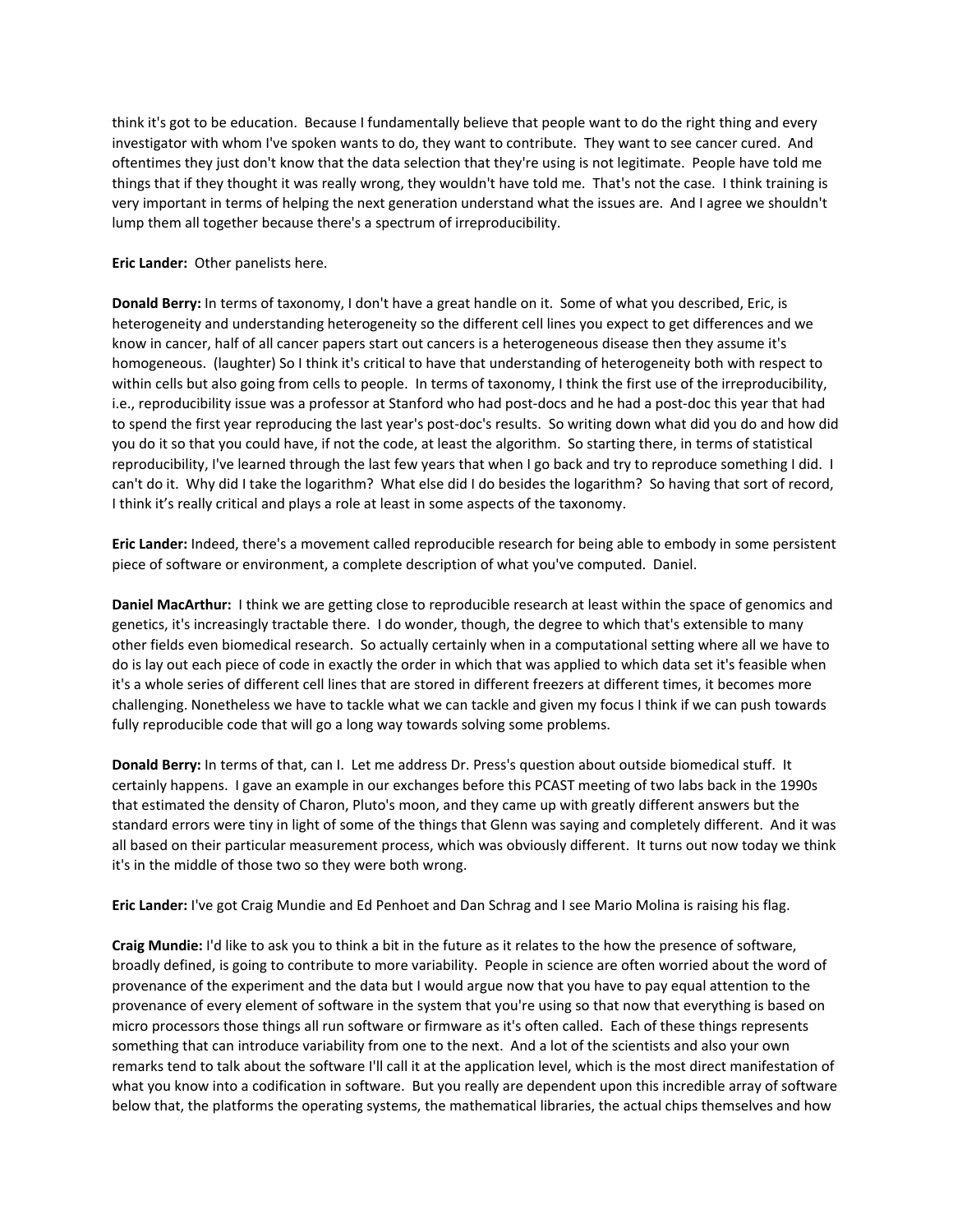think it's got to be education. Because I fundamentally believe that people want to do the right thing and every investigator with whom I've spoken wants to do, they want to contribute. They want to see cancer cured. And oftentimes they just don't know that the data selection that they're using is not legitimate. People have told me things that if they thought it was really wrong, they wouldn't have told me. That's not the case. I think training is very important in terms of helping the next generation understand what the issues are. And I agree we shouldn't lump them all together because there's a spectrum of irreproducibility.

**Eric Lander:** Other panelists here.

**Donald Berry:** In terms of taxonomy, I don't have a great handle on it. Some of what you described, Eric, is heterogeneity and understanding heterogeneity so the different cell lines you expect to get differences and we know in cancer, half of all cancer papers start out cancers is a heterogeneous disease then they assume it's homogeneous. (laughter) So I think it's critical to have that understanding of heterogeneity both with respect to within cells but also going from cells to people. In terms of taxonomy, I think the first use of the irreproducibility, i.e., reproducibility issue was a professor at Stanford who had post-docs and he had a post-doc this year that had to spend the first year reproducing the last year's post-doc's results. So writing down what did you do and how did you do it so that you could have, if not the code, at least the algorithm. So starting there, in terms of statistical reproducibility, I've learned through the last few years that when I go back and try to reproduce something I did. I can't do it. Why did I take the logarithm? What else did I do besides the logarithm? So having that sort of record, I think it's really critical and plays a role at least in some aspects of the taxonomy.

**Eric Lander:** Indeed, there's a movement called reproducible research for being able to embody in some persistent piece of software or environment, a complete description of what you've computed. Daniel.

**Daniel MacArthur:** I think we are getting close to reproducible research at least within the space of genomics and genetics, it's increasingly tractable there. I do wonder, though, the degree to which that's extensible to many other fields even biomedical research. So actually certainly when in a computational setting where all we have to do is lay out each piece of code in exactly the order in which that was applied to which data set it's feasible when it's a whole series of different cell lines that are stored in different freezers at different times, it becomes more challenging. Nonetheless we have to tackle what we can tackle and given my focus I think if we can push towards fully reproducible code that will go a long way towards solving some problems.

**Donald Berry:** In terms of that, can I. Let me address Dr. Press's question about outside biomedical stuff. It certainly happens. I gave an example in our exchanges before this PCAST meeting of two labs back in the 1990s that estimated the density of Charon, Pluto's moon, and they came up with greatly different answers but the standard errors were tiny in light of some of the things that Glenn was saying and completely different. And it was all based on their particular measurement process, which was obviously different. It turns out now today we think it's in the middle of those two so they were both wrong.

**Eric Lander:** I've got Craig Mundie and Ed Penhoet and Dan Schrag and I see Mario Molina is raising his flag.

**Craig Mundie:** I'd like to ask you to think a bit in the future as it relates to the how the presence of software, broadly defined, is going to contribute to more variability. People in science are often worried about the word of provenance of the experiment and the data but I would argue now that you have to pay equal attention to the provenance of every element of software in the system that you're using so that now that everything is based on micro processors those things all run software or firmware as it's often called. Each of these things represents something that can introduce variability from one to the next. And a lot of the scientists and also your own remarks tend to talk about the software I'll call it at the application level, which is the most direct manifestation of what you know into a codification in software. But you really are dependent upon this incredible array of software below that, the platforms the operating systems, the mathematical libraries, the actual chips themselves and how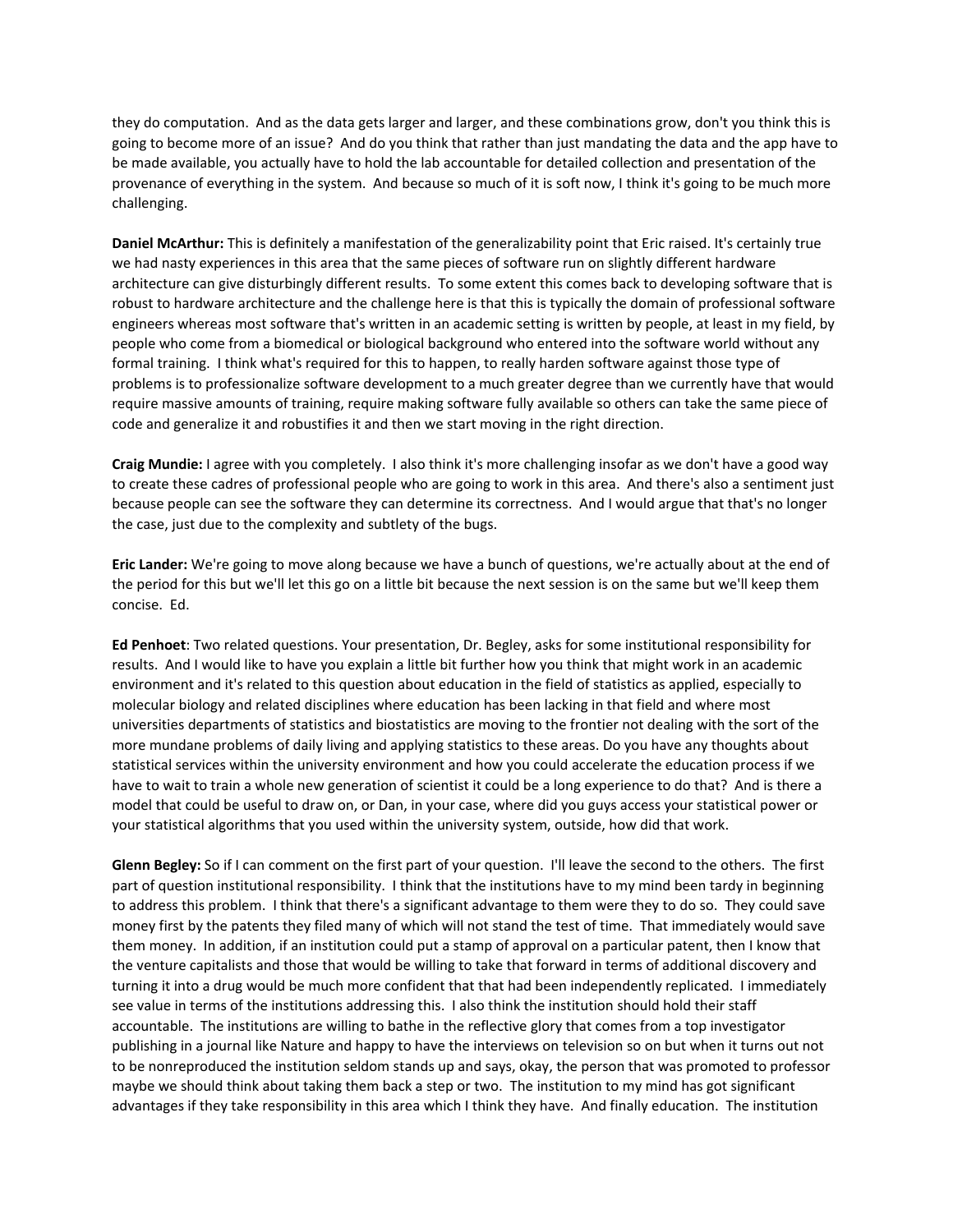they do computation. And as the data gets larger and larger, and these combinations grow, don't you think this is going to become more of an issue? And do you think that rather than just mandating the data and the app have to be made available, you actually have to hold the lab accountable for detailed collection and presentation of the provenance of everything in the system. And because so much of it is soft now, I think it's going to be much more challenging.

**Daniel McArthur:** This is definitely a manifestation of the generalizability point that Eric raised. It's certainly true we had nasty experiences in this area that the same pieces of software run on slightly different hardware architecture can give disturbingly different results. To some extent this comes back to developing software that is robust to hardware architecture and the challenge here is that this is typically the domain of professional software engineers whereas most software that's written in an academic setting is written by people, at least in my field, by people who come from a biomedical or biological background who entered into the software world without any formal training. I think what's required for this to happen, to really harden software against those type of problems is to professionalize software development to a much greater degree than we currently have that would require massive amounts of training, require making software fully available so others can take the same piece of code and generalize it and robustifies it and then we start moving in the right direction.

**Craig Mundie:** I agree with you completely. I also think it's more challenging insofar as we don't have a good way to create these cadres of professional people who are going to work in this area. And there's also a sentiment just because people can see the software they can determine its correctness. And I would argue that that's no longer the case, just due to the complexity and subtlety of the bugs.

**Eric Lander:** We're going to move along because we have a bunch of questions, we're actually about at the end of the period for this but we'll let this go on a little bit because the next session is on the same but we'll keep them concise. Ed.

**Ed Penhoet**: Two related questions. Your presentation, Dr. Begley, asks for some institutional responsibility for results. And I would like to have you explain a little bit further how you think that might work in an academic environment and it's related to this question about education in the field of statistics as applied, especially to molecular biology and related disciplines where education has been lacking in that field and where most universities departments of statistics and biostatistics are moving to the frontier not dealing with the sort of the more mundane problems of daily living and applying statistics to these areas. Do you have any thoughts about statistical services within the university environment and how you could accelerate the education process if we have to wait to train a whole new generation of scientist it could be a long experience to do that? And is there a model that could be useful to draw on, or Dan, in your case, where did you guys access your statistical power or your statistical algorithms that you used within the university system, outside, how did that work.

**Glenn Begley:** So if I can comment on the first part of your question. I'll leave the second to the others. The first part of question institutional responsibility. I think that the institutions have to my mind been tardy in beginning to address this problem. I think that there's a significant advantage to them were they to do so. They could save money first by the patents they filed many of which will not stand the test of time. That immediately would save them money. In addition, if an institution could put a stamp of approval on a particular patent, then I know that the venture capitalists and those that would be willing to take that forward in terms of additional discovery and turning it into a drug would be much more confident that that had been independently replicated. I immediately see value in terms of the institutions addressing this. I also think the institution should hold their staff accountable. The institutions are willing to bathe in the reflective glory that comes from a top investigator publishing in a journal like Nature and happy to have the interviews on television so on but when it turns out not to be nonreproduced the institution seldom stands up and says, okay, the person that was promoted to professor maybe we should think about taking them back a step or two. The institution to my mind has got significant advantages if they take responsibility in this area which I think they have. And finally education. The institution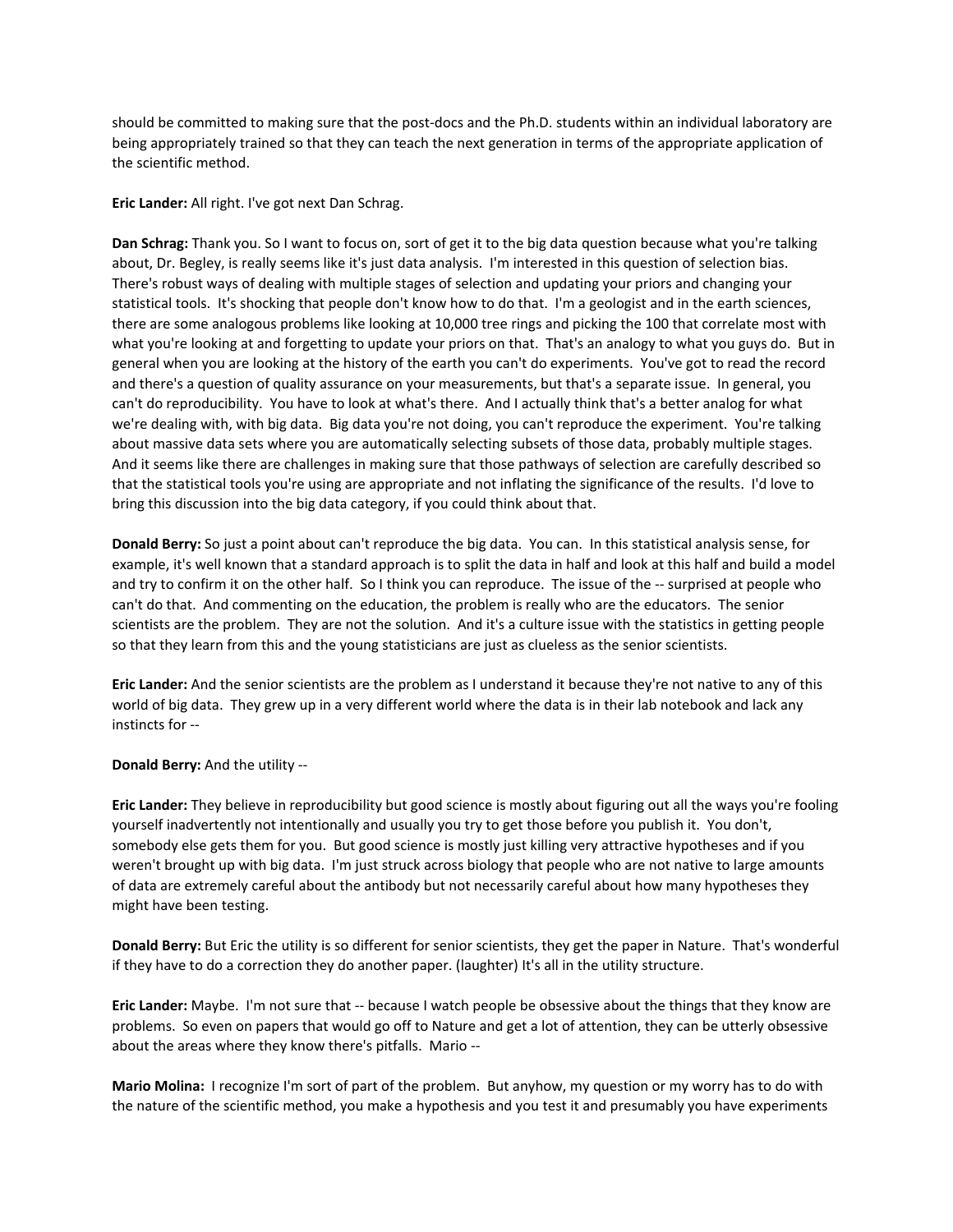should be committed to making sure that the post-docs and the Ph.D. students within an individual laboratory are being appropriately trained so that they can teach the next generation in terms of the appropriate application of the scientific method.

**Eric Lander:** All right. I've got next Dan Schrag.

**Dan Schrag:** Thank you. So I want to focus on, sort of get it to the big data question because what you're talking about, Dr. Begley, is really seems like it's just data analysis. I'm interested in this question of selection bias. There's robust ways of dealing with multiple stages of selection and updating your priors and changing your statistical tools. It's shocking that people don't know how to do that. I'm a geologist and in the earth sciences, there are some analogous problems like looking at 10,000 tree rings and picking the 100 that correlate most with what you're looking at and forgetting to update your priors on that. That's an analogy to what you guys do. But in general when you are looking at the history of the earth you can't do experiments. You've got to read the record and there's a question of quality assurance on your measurements, but that's a separate issue. In general, you can't do reproducibility. You have to look at what's there. And I actually think that's a better analog for what we're dealing with, with big data. Big data you're not doing, you can't reproduce the experiment. You're talking about massive data sets where you are automatically selecting subsets of those data, probably multiple stages. And it seems like there are challenges in making sure that those pathways of selection are carefully described so that the statistical tools you're using are appropriate and not inflating the significance of the results. I'd love to bring this discussion into the big data category, if you could think about that.

**Donald Berry:** So just a point about can't reproduce the big data. You can. In this statistical analysis sense, for example, it's well known that a standard approach is to split the data in half and look at this half and build a model and try to confirm it on the other half. So I think you can reproduce. The issue of the -- surprised at people who can't do that. And commenting on the education, the problem is really who are the educators. The senior scientists are the problem. They are not the solution. And it's a culture issue with the statistics in getting people so that they learn from this and the young statisticians are just as clueless as the senior scientists.

**Eric Lander:** And the senior scientists are the problem as I understand it because they're not native to any of this world of big data. They grew up in a very different world where the data is in their lab notebook and lack any instincts for --

**Donald Berry:** And the utility --

**Eric Lander:** They believe in reproducibility but good science is mostly about figuring out all the ways you're fooling yourself inadvertently not intentionally and usually you try to get those before you publish it. You don't, somebody else gets them for you. But good science is mostly just killing very attractive hypotheses and if you weren't brought up with big data. I'm just struck across biology that people who are not native to large amounts of data are extremely careful about the antibody but not necessarily careful about how many hypotheses they might have been testing.

**Donald Berry:** But Eric the utility is so different for senior scientists, they get the paper in Nature. That's wonderful if they have to do a correction they do another paper. (laughter) It's all in the utility structure.

**Eric Lander:** Maybe. I'm not sure that -- because I watch people be obsessive about the things that they know are problems. So even on papers that would go off to Nature and get a lot of attention, they can be utterly obsessive about the areas where they know there's pitfalls. Mario --

**Mario Molina:** I recognize I'm sort of part of the problem. But anyhow, my question or my worry has to do with the nature of the scientific method, you make a hypothesis and you test it and presumably you have experiments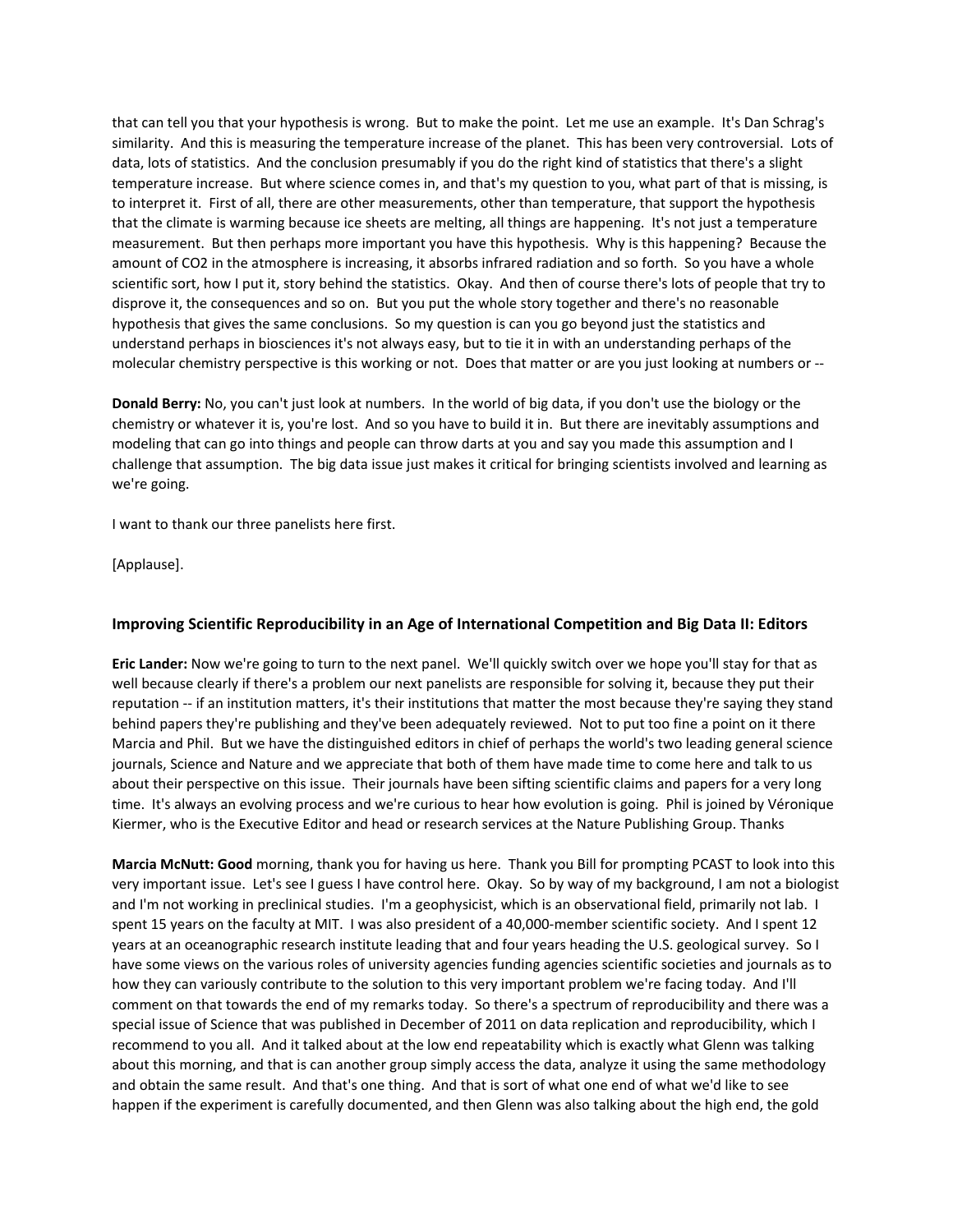that can tell you that your hypothesis is wrong. But to make the point. Let me use an example. It's Dan Schrag's similarity. And this is measuring the temperature increase of the planet. This has been very controversial. Lots of data, lots of statistics. And the conclusion presumably if you do the right kind of statistics that there's a slight temperature increase. But where science comes in, and that's my question to you, what part of that is missing, is to interpret it. First of all, there are other measurements, other than temperature, that support the hypothesis that the climate is warming because ice sheets are melting, all things are happening. It's not just a temperature measurement. But then perhaps more important you have this hypothesis. Why is this happening? Because the amount of $CO_2$ in the atmosphere is increasing, it absorbs infrared radiation and so forth. So you have a whole scientific sort, how I put it, story behind the statistics. Okay. And then of course there's lots of people that try to disprove it, the consequences and so on. But you put the whole story together and there's no reasonable hypothesis that gives the same conclusions. So my question is can you go beyond just the statistics and understand perhaps in biosciences it's not always easy, but to tie it in with an understanding perhaps of the molecular chemistry perspective is this working or not. Does that matter or are you just looking at numbers or --

**Donald Berry:** No, you can't just look at numbers. In the world of big data, if you don't use the biology or the chemistry or whatever it is, you're lost. And so you have to build it in. But there are inevitably assumptions and modeling that can go into things and people can throw darts at you and say you made this assumption and I challenge that assumption. The big data issue just makes it critical for bringing scientists involved and learning as we're going.

I want to thank our three panelists here first.

[Applause].

### Improving Scientific Reproducibility in an Age of International Competition and Big Data II: Editors

**Eric Lander:** Now we're going to turn to the next panel. We'll quickly switch over we hope you'll stay for that as well because clearly if there's a problem our next panelists are responsible for solving it, because they put their reputation -- if an institution matters, it's their institutions that matter the most because they're saying they stand behind papers they're publishing and they've been adequately reviewed. Not to put too fine a point on it there Marcia and Phil. But we have the distinguished editors in chief of perhaps the world's two leading general science journals, Science and Nature and we appreciate that both of them have made time to come here and talk to us about their perspective on this issue. Their journals have been sifting scientific claims and papers for a very long time. It's always an evolving process and we're curious to hear how evolution is going. Phil is joined by Véronique Kiermer, who is the Executive Editor and head or research services at the Nature Publishing Group. Thanks

**Marcia McNutt: Good** morning, thank you for having us here. Thank you Bill for prompting PCAST to look into this very important issue. Let's see I guess I have control here. Okay. So by way of my background, I am not a biologist and I'm not working in preclinical studies. I'm a geophysicist, which is an observational field, primarily not lab. I spent 15 years on the faculty at MIT. I was also president of a 40,000-member scientific society. And I spent 12 years at an oceanographic research institute leading that and four years heading the U.S. geological survey. So I have some views on the various roles of university agencies funding agencies scientific societies and journals as to how they can variously contribute to the solution to this very important problem we're facing today. And I'll comment on that towards the end of my remarks today. So there's a spectrum of reproducibility and there was a special issue of Science that was published in December of 2011 on data replication and reproducibility, which I recommend to you all. And it talked about at the low end repeatability which is exactly what Glenn was talking about this morning, and that is can another group simply access the data, analyze it using the same methodology and obtain the same result. And that's one thing. And that is sort of what one end of what we'd like to see happen if the experiment is carefully documented, and then Glenn was also talking about the high end, the gold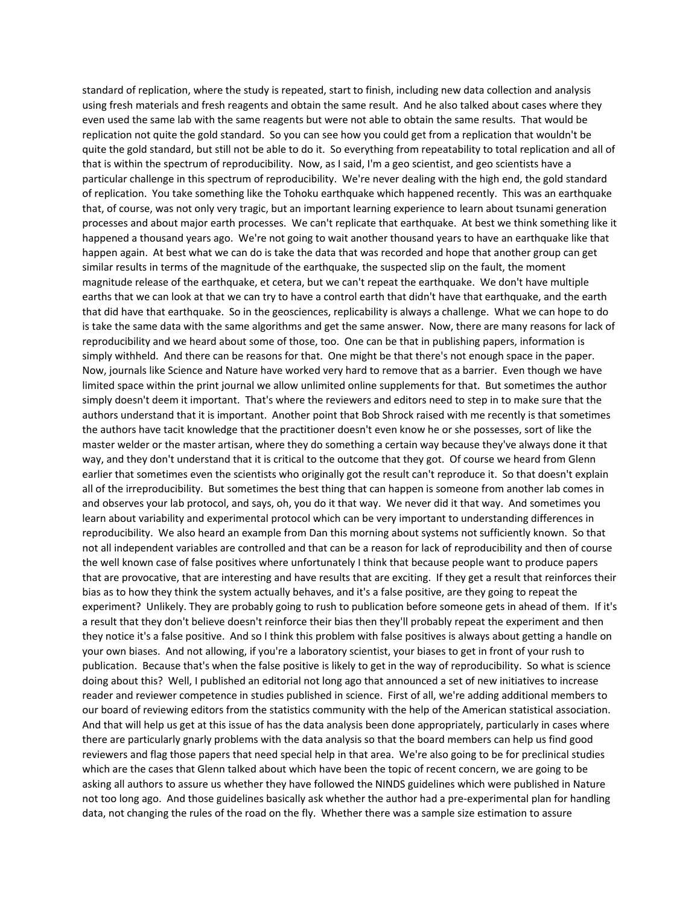standard of replication, where the study is repeated, start to finish, including new data collection and analysis using fresh materials and fresh reagents and obtain the same result. And he also talked about cases where they even used the same lab with the same reagents but were not able to obtain the same results. That would be replication not quite the gold standard. So you can see how you could get from a replication that wouldn't be quite the gold standard, but still not be able to do it. So everything from repeatability to total replication and all of that is within the spectrum of reproducibility. Now, as I said, I'm a geo scientist, and geo scientists have a particular challenge in this spectrum of reproducibility. We're never dealing with the high end, the gold standard of replication. You take something like the Tohoku earthquake which happened recently. This was an earthquake that, of course, was not only very tragic, but an important learning experience to learn about tsunami generation processes and about major earth processes. We can't replicate that earthquake. At best we think something like it happened a thousand years ago. We're not going to wait another thousand years to have an earthquake like that happen again. At best what we can do is take the data that was recorded and hope that another group can get similar results in terms of the magnitude of the earthquake, the suspected slip on the fault, the moment magnitude release of the earthquake, et cetera, but we can't repeat the earthquake. We don't have multiple earths that we can look at that we can try to have a control earth that didn't have that earthquake, and the earth that did have that earthquake. So in the geosciences, replicability is always a challenge. What we can hope to do is take the same data with the same algorithms and get the same answer. Now, there are many reasons for lack of reproducibility and we heard about some of those, too. One can be that in publishing papers, information is simply withheld. And there can be reasons for that. One might be that there's not enough space in the paper. Now, journals like Science and Nature have worked very hard to remove that as a barrier. Even though we have limited space within the print journal we allow unlimited online supplements for that. But sometimes the author simply doesn't deem it important. That's where the reviewers and editors need to step in to make sure that the authors understand that it is important. Another point that Bob Shrock raised with me recently is that sometimes the authors have tacit knowledge that the practitioner doesn't even know he or she possesses, sort of like the master welder or the master artisan, where they do something a certain way because they've always done it that way, and they don't understand that it is critical to the outcome that they got. Of course we heard from Glenn earlier that sometimes even the scientists who originally got the result can't reproduce it. So that doesn't explain all of the irreproducibility. But sometimes the best thing that can happen is someone from another lab comes in and observes your lab protocol, and says, oh, you do it that way. We never did it that way. And sometimes you learn about variability and experimental protocol which can be very important to understanding differences in reproducibility. We also heard an example from Dan this morning about systems not sufficiently known. So that not all independent variables are controlled and that can be a reason for lack of reproducibility and then of course the well known case of false positives where unfortunately I think that because people want to produce papers that are provocative, that are interesting and have results that are exciting. If they get a result that reinforces their bias as to how they think the system actually behaves, and it's a false positive, are they going to repeat the experiment? Unlikely. They are probably going to rush to publication before someone gets in ahead of them. If it's a result that they don't believe doesn't reinforce their bias then they'll probably repeat the experiment and then they notice it's a false positive. And so I think this problem with false positives is always about getting a handle on your own biases. And not allowing, if you're a laboratory scientist, your biases to get in front of your rush to publication. Because that's when the false positive is likely to get in the way of reproducibility. So what is science doing about this? Well, I published an editorial not long ago that announced a set of new initiatives to increase reader and reviewer competence in studies published in science. First of all, we're adding additional members to our board of reviewing editors from the statistics community with the help of the American statistical association. And that will help us get at this issue of has the data analysis been done appropriately, particularly in cases where there are particularly gnarly problems with the data analysis so that the board members can help us find good reviewers and flag those papers that need special help in that area. We're also going to be for preclinical studies which are the cases that Glenn talked about which have been the topic of recent concern, we are going to be asking all authors to assure us whether they have followed the NINDS guidelines which were published in Nature not too long ago. And those guidelines basically ask whether the author had a pre-experimental plan for handling data, not changing the rules of the road on the fly. Whether there was a sample size estimation to assure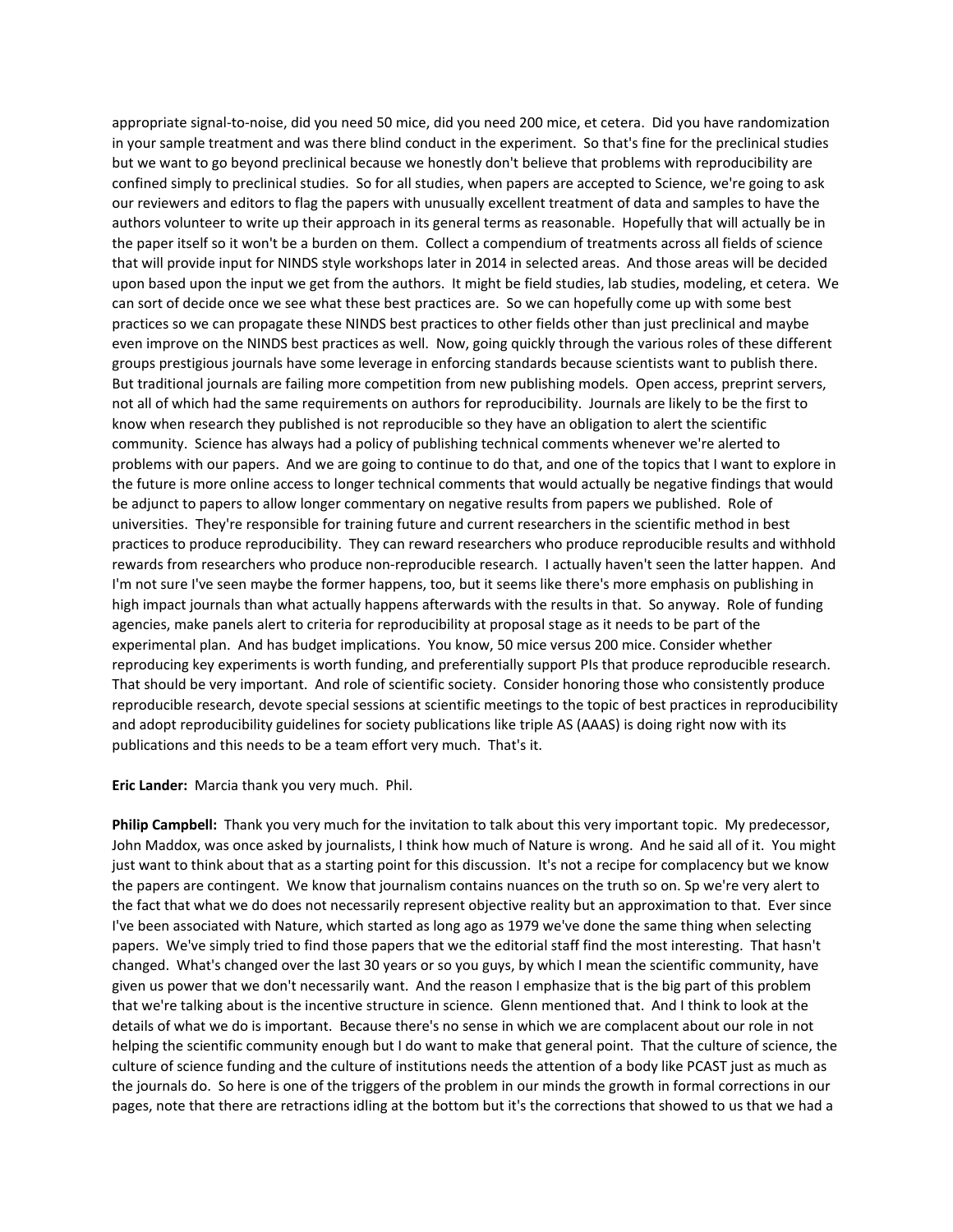appropriate signal-to-noise, did you need 50 mice, did you need 200 mice, et cetera. Did you have randomization in your sample treatment and was there blind conduct in the experiment. So that's fine for the preclinical studies but we want to go beyond preclinical because we honestly don't believe that problems with reproducibility are confined simply to preclinical studies. So for all studies, when papers are accepted to Science, we're going to ask our reviewers and editors to flag the papers with unusually excellent treatment of data and samples to have the authors volunteer to write up their approach in its general terms as reasonable. Hopefully that will actually be in the paper itself so it won't be a burden on them. Collect a compendium of treatments across all fields of science that will provide input for NINDS style workshops later in 2014 in selected areas. And those areas will be decided upon based upon the input we get from the authors. It might be field studies, lab studies, modeling, et cetera. We can sort of decide once we see what these best practices are. So we can hopefully come up with some best practices so we can propagate these NINDS best practices to other fields other than just preclinical and maybe even improve on the NINDS best practices as well. Now, going quickly through the various roles of these different groups prestigious journals have some leverage in enforcing standards because scientists want to publish there. But traditional journals are failing more competition from new publishing models. Open access, preprint servers, not all of which had the same requirements on authors for reproducibility. Journals are likely to be the first to know when research they published is not reproducible so they have an obligation to alert the scientific community. Science has always had a policy of publishing technical comments whenever we're alerted to problems with our papers. And we are going to continue to do that, and one of the topics that I want to explore in the future is more online access to longer technical comments that would actually be negative findings that would be adjunct to papers to allow longer commentary on negative results from papers we published. Role of universities. They're responsible for training future and current researchers in the scientific method in best practices to produce reproducibility. They can reward researchers who produce reproducible results and withhold rewards from researchers who produce non-reproducible research. I actually haven't seen the latter happen. And I'm not sure I've seen maybe the former happens, too, but it seems like there's more emphasis on publishing in high impact journals than what actually happens afterwards with the results in that. So anyway. Role of funding agencies, make panels alert to criteria for reproducibility at proposal stage as it needs to be part of the experimental plan. And has budget implications. You know, 50 mice versus 200 mice. Consider whether reproducing key experiments is worth funding, and preferentially support PIs that produce reproducible research. That should be very important. And role of scientific society. Consider honoring those who consistently produce reproducible research, devote special sessions at scientific meetings to the topic of best practices in reproducibility and adopt reproducibility guidelines for society publications like triple AS (AAAS) is doing right now with its publications and this needs to be a team effort very much. That's it.

**Eric Lander:** Marcia thank you very much. Phil.

**Philip Campbell:** Thank you very much for the invitation to talk about this very important topic. My predecessor, John Maddox, was once asked by journalists, I think how much of Nature is wrong. And he said all of it. You might just want to think about that as a starting point for this discussion. It's not a recipe for complacency but we know the papers are contingent. We know that journalism contains nuances on the truth so on. Sp we're very alert to the fact that what we do does not necessarily represent objective reality but an approximation to that. Ever since I've been associated with Nature, which started as long ago as 1979 we've done the same thing when selecting papers. We've simply tried to find those papers that we the editorial staff find the most interesting. That hasn't changed. What's changed over the last 30 years or so you guys, by which I mean the scientific community, have given us power that we don't necessarily want. And the reason I emphasize that is the big part of this problem that we're talking about is the incentive structure in science. Glenn mentioned that. And I think to look at the details of what we do is important. Because there's no sense in which we are complacent about our role in not helping the scientific community enough but I do want to make that general point. That the culture of science, the culture of science funding and the culture of institutions needs the attention of a body like PCAST just as much as the journals do. So here is one of the triggers of the problem in our minds the growth in formal corrections in our pages, note that there are retractions idling at the bottom but it's the corrections that showed to us that we had a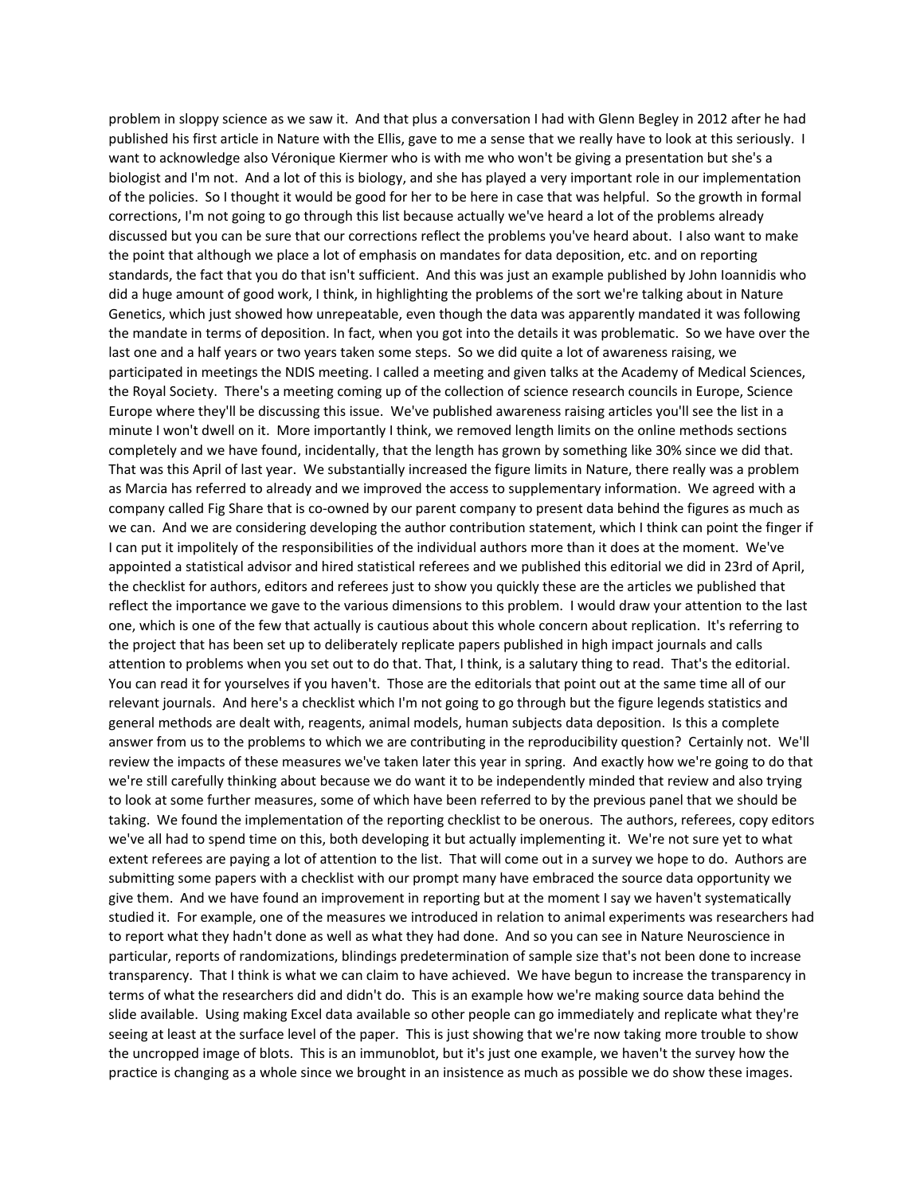problem in sloppy science as we saw it. And that plus a conversation I had with Glenn Begley in 2012 after he had published his first article in Nature with the Ellis, gave to me a sense that we really have to look at this seriously. I want to acknowledge also Véronique Kiermer who is with me who won't be giving a presentation but she's a biologist and I'm not. And a lot of this is biology, and she has played a very important role in our implementation of the policies. So I thought it would be good for her to be here in case that was helpful. So the growth in formal corrections, I'm not going to go through this list because actually we've heard a lot of the problems already discussed but you can be sure that our corrections reflect the problems you've heard about. I also want to make the point that although we place a lot of emphasis on mandates for data deposition, etc. and on reporting standards, the fact that you do that isn't sufficient. And this was just an example published by John Ioannidis who did a huge amount of good work, I think, in highlighting the problems of the sort we're talking about in Nature Genetics, which just showed how unrepeatable, even though the data was apparently mandated it was following the mandate in terms of deposition. In fact, when you got into the details it was problematic. So we have over the last one and a half years or two years taken some steps. So we did quite a lot of awareness raising, we participated in meetings the NDIS meeting. I called a meeting and given talks at the Academy of Medical Sciences, the Royal Society. There's a meeting coming up of the collection of science research councils in Europe, Science Europe where they'll be discussing this issue. We've published awareness raising articles you'll see the list in a minute I won't dwell on it. More importantly I think, we removed length limits on the online methods sections completely and we have found, incidentally, that the length has grown by something like 30% since we did that. That was this April of last year. We substantially increased the figure limits in Nature, there really was a problem as Marcia has referred to already and we improved the access to supplementary information. We agreed with a company called Fig Share that is co-owned by our parent company to present data behind the figures as much as we can. And we are considering developing the author contribution statement, which I think can point the finger if I can put it impolitely of the responsibilities of the individual authors more than it does at the moment. We've appointed a statistical advisor and hired statistical referees and we published this editorial we did in 23rd of April, the checklist for authors, editors and referees just to show you quickly these are the articles we published that reflect the importance we gave to the various dimensions to this problem. I would draw your attention to the last one, which is one of the few that actually is cautious about this whole concern about replication. It's referring to the project that has been set up to deliberately replicate papers published in high impact journals and calls attention to problems when you set out to do that. That, I think, is a salutary thing to read. That's the editorial. You can read it for yourselves if you haven't. Those are the editorials that point out at the same time all of our relevant journals. And here's a checklist which I'm not going to go through but the figure legends statistics and general methods are dealt with, reagents, animal models, human subjects data deposition. Is this a complete answer from us to the problems to which we are contributing in the reproducibility question? Certainly not. We'll review the impacts of these measures we've taken later this year in spring. And exactly how we're going to do that we're still carefully thinking about because we do want it to be independently minded that review and also trying to look at some further measures, some of which have been referred to by the previous panel that we should be taking. We found the implementation of the reporting checklist to be onerous. The authors, referees, copy editors we've all had to spend time on this, both developing it but actually implementing it. We're not sure yet to what extent referees are paying a lot of attention to the list. That will come out in a survey we hope to do. Authors are submitting some papers with a checklist with our prompt many have embraced the source data opportunity we give them. And we have found an improvement in reporting but at the moment I say we haven't systematically studied it. For example, one of the measures we introduced in relation to animal experiments was researchers had to report what they hadn't done as well as what they had done. And so you can see in Nature Neuroscience in particular, reports of randomizations, blindings predetermination of sample size that's not been done to increase transparency. That I think is what we can claim to have achieved. We have begun to increase the transparency in terms of what the researchers did and didn't do. This is an example how we're making source data behind the slide available. Using making Excel data available so other people can go immediately and replicate what they're seeing at least at the surface level of the paper. This is just showing that we're now taking more trouble to show the uncropped image of blots. This is an immunoblot, but it's just one example, we haven't the survey how the practice is changing as a whole since we brought in an insistence as much as possible we do show these images.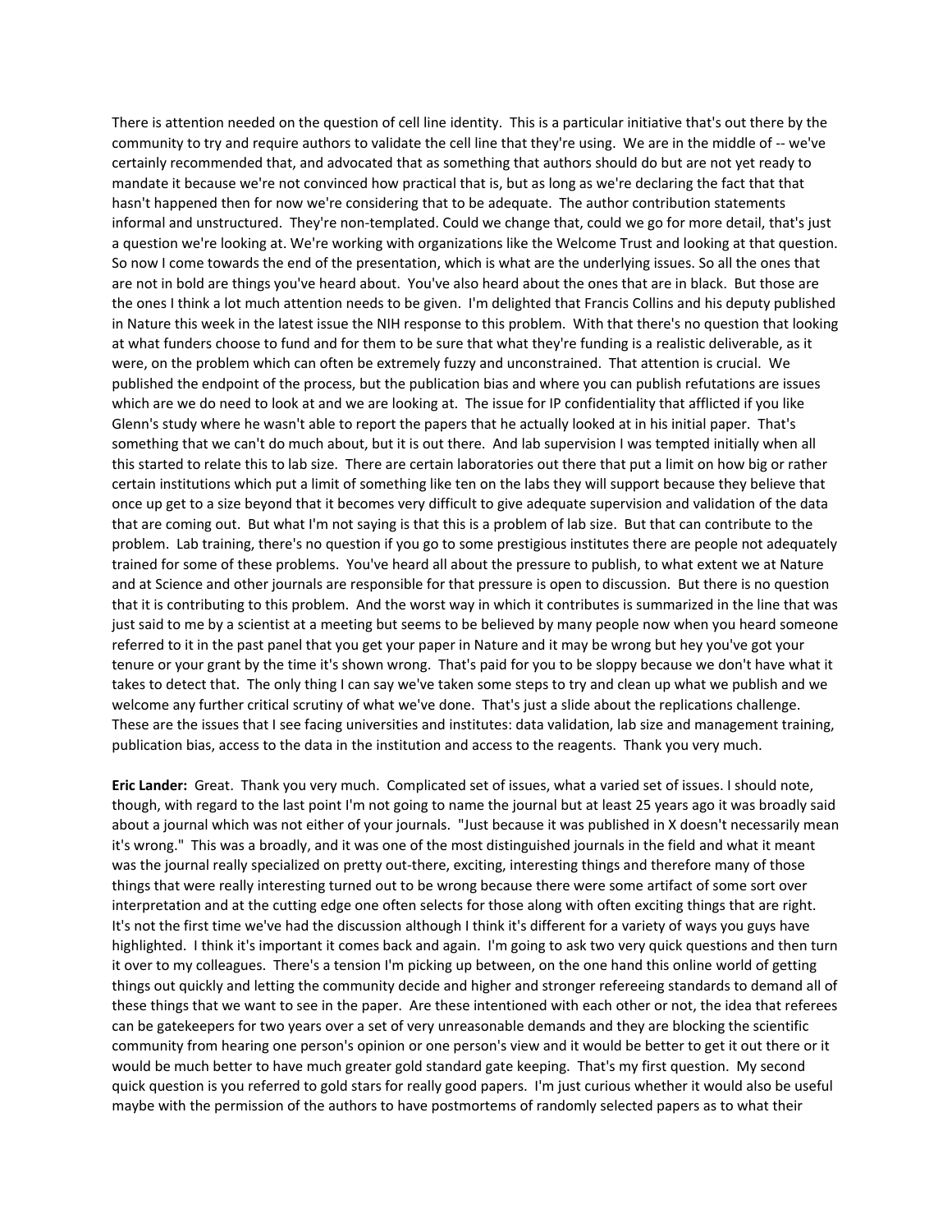There is attention needed on the question of cell line identity. This is a particular initiative that's out there by the community to try and require authors to validate the cell line that they're using. We are in the middle of -- we've certainly recommended that, and advocated that as something that authors should do but are not yet ready to mandate it because we're not convinced how practical that is, but as long as we're declaring the fact that that hasn't happened then for now we're considering that to be adequate. The author contribution statements informal and unstructured. They're non-templated. Could we change that, could we go for more detail, that's just a question we're looking at. We're working with organizations like the Welcome Trust and looking at that question. So now I come towards the end of the presentation, which is what are the underlying issues. So all the ones that are not in bold are things you've heard about. You've also heard about the ones that are in black. But those are the ones I think a lot much attention needs to be given. I'm delighted that Francis Collins and his deputy published in Nature this week in the latest issue the NIH response to this problem. With that there's no question that looking at what funders choose to fund and for them to be sure that what they're funding is a realistic deliverable, as it were, on the problem which can often be extremely fuzzy and unconstrained. That attention is crucial. We published the endpoint of the process, but the publication bias and where you can publish refutations are issues which are we do need to look at and we are looking at. The issue for IP confidentiality that afflicted if you like Glenn's study where he wasn't able to report the papers that he actually looked at in his initial paper. That's something that we can't do much about, but it is out there. And lab supervision I was tempted initially when all this started to relate this to lab size. There are certain laboratories out there that put a limit on how big or rather certain institutions which put a limit of something like ten on the labs they will support because they believe that once up get to a size beyond that it becomes very difficult to give adequate supervision and validation of the data that are coming out. But what I'm not saying is that this is a problem of lab size. But that can contribute to the problem. Lab training, there's no question if you go to some prestigious institutes there are people not adequately trained for some of these problems. You've heard all about the pressure to publish, to what extent we at Nature and at Science and other journals are responsible for that pressure is open to discussion. But there is no question that it is contributing to this problem. And the worst way in which it contributes is summarized in the line that was just said to me by a scientist at a meeting but seems to be believed by many people now when you heard someone referred to it in the past panel that you get your paper in Nature and it may be wrong but hey you've got your tenure or your grant by the time it's shown wrong. That's paid for you to be sloppy because we don't have what it takes to detect that. The only thing I can say we've taken some steps to try and clean up what we publish and we welcome any further critical scrutiny of what we've done. That's just a slide about the replications challenge. These are the issues that I see facing universities and institutes: data validation, lab size and management training, publication bias, access to the data in the institution and access to the reagents. Thank you very much.

**Eric Lander:** Great. Thank you very much. Complicated set of issues, what a varied set of issues. I should note, though, with regard to the last point I'm not going to name the journal but at least 25 years ago it was broadly said about a journal which was not either of your journals. "Just because it was published in X doesn't necessarily mean it's wrong." This was a broadly, and it was one of the most distinguished journals in the field and what it meant was the journal really specialized on pretty out-there, exciting, interesting things and therefore many of those things that were really interesting turned out to be wrong because there were some artifact of some sort over interpretation and at the cutting edge one often selects for those along with often exciting things that are right. It's not the first time we've had the discussion although I think it's different for a variety of ways you guys have highlighted. I think it's important it comes back and again. I'm going to ask two very quick questions and then turn it over to my colleagues. There's a tension I'm picking up between, on the one hand this online world of getting things out quickly and letting the community decide and higher and stronger refereeing standards to demand all of these things that we want to see in the paper. Are these intentioned with each other or not, the idea that referees can be gatekeepers for two years over a set of very unreasonable demands and they are blocking the scientific community from hearing one person's opinion or one person's view and it would be better to get it out there or it would be much better to have much greater gold standard gate keeping. That's my first question. My second quick question is you referred to gold stars for really good papers. I'm just curious whether it would also be useful maybe with the permission of the authors to have postmortems of randomly selected papers as to what their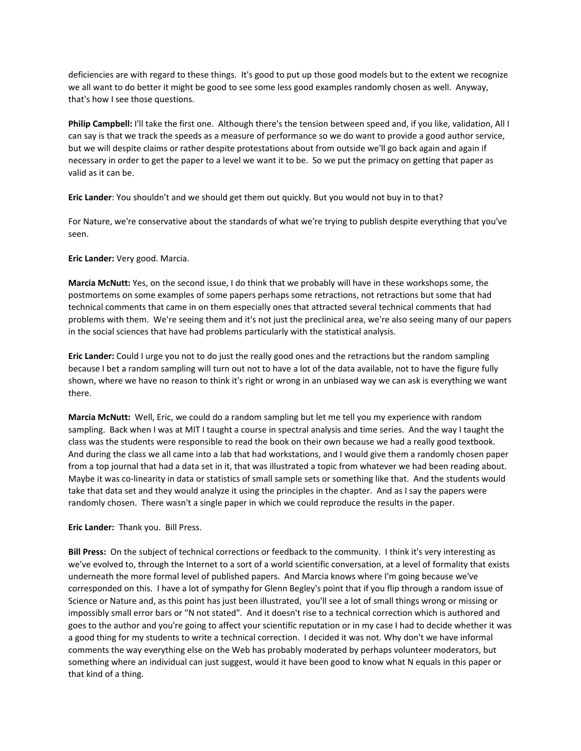deficiencies are with regard to these things. It's good to put up those good models but to the extent we recognize we all want to do better it might be good to see some less good examples randomly chosen as well. Anyway, that's how I see those questions.

**Philip Campbell:** I'll take the first one. Although there's the tension between speed and, if you like, validation, All I can say is that we track the speeds as a measure of performance so we do want to provide a good author service, but we will despite claims or rather despite protestations about from outside we'll go back again and again if necessary in order to get the paper to a level we want it to be. So we put the primacy on getting that paper as valid as it can be.

**Eric Lander**: You shouldn't and we should get them out quickly. But you would not buy in to that?

For Nature, we're conservative about the standards of what we're trying to publish despite everything that you've seen.

**Eric Lander:** Very good. Marcia.

**Marcia McNutt:** Yes, on the second issue, I do think that we probably will have in these workshops some, the postmortems on some examples of some papers perhaps some retractions, not retractions but some that had technical comments that came in on them especially ones that attracted several technical comments that had problems with them. We're seeing them and it's not just the preclinical area, we're also seeing many of our papers in the social sciences that have had problems particularly with the statistical analysis.

**Eric Lander:** Could I urge you not to do just the really good ones and the retractions but the random sampling because I bet a random sampling will turn out not to have a lot of the data available, not to have the figure fully shown, where we have no reason to think it's right or wrong in an unbiased way we can ask is everything we want there.

**Marcia McNutt:** Well, Eric, we could do a random sampling but let me tell you my experience with random sampling. Back when I was at MIT I taught a course in spectral analysis and time series. And the way I taught the class was the students were responsible to read the book on their own because we had a really good textbook. And during the class we all came into a lab that had workstations, and I would give them a randomly chosen paper from a top journal that had a data set in it, that was illustrated a topic from whatever we had been reading about. Maybe it was co-linearity in data or statistics of small sample sets or something like that. And the students would take that data set and they would analyze it using the principles in the chapter. And as I say the papers were randomly chosen. There wasn't a single paper in which we could reproduce the results in the paper.

**Eric Lander:** Thank you. Bill Press.

**Bill Press:** On the subject of technical corrections or feedback to the community. I think it's very interesting as we've evolved to, through the Internet to a sort of a world scientific conversation, at a level of formality that exists underneath the more formal level of published papers. And Marcia knows where I'm going because we've corresponded on this. I have a lot of sympathy for Glenn Begley's point that if you flip through a random issue of Science or Nature and, as this point has just been illustrated, you'll see a lot of small things wrong or missing or impossibly small error bars or "N not stated". And it doesn't rise to a technical correction which is authored and goes to the author and you're going to affect your scientific reputation or in my case I had to decide whether it was a good thing for my students to write a technical correction. I decided it was not. Why don't we have informal comments the way everything else on the Web has probably moderated by perhaps volunteer moderators, but something where an individual can just suggest, would it have been good to know what N equals in this paper or that kind of a thing.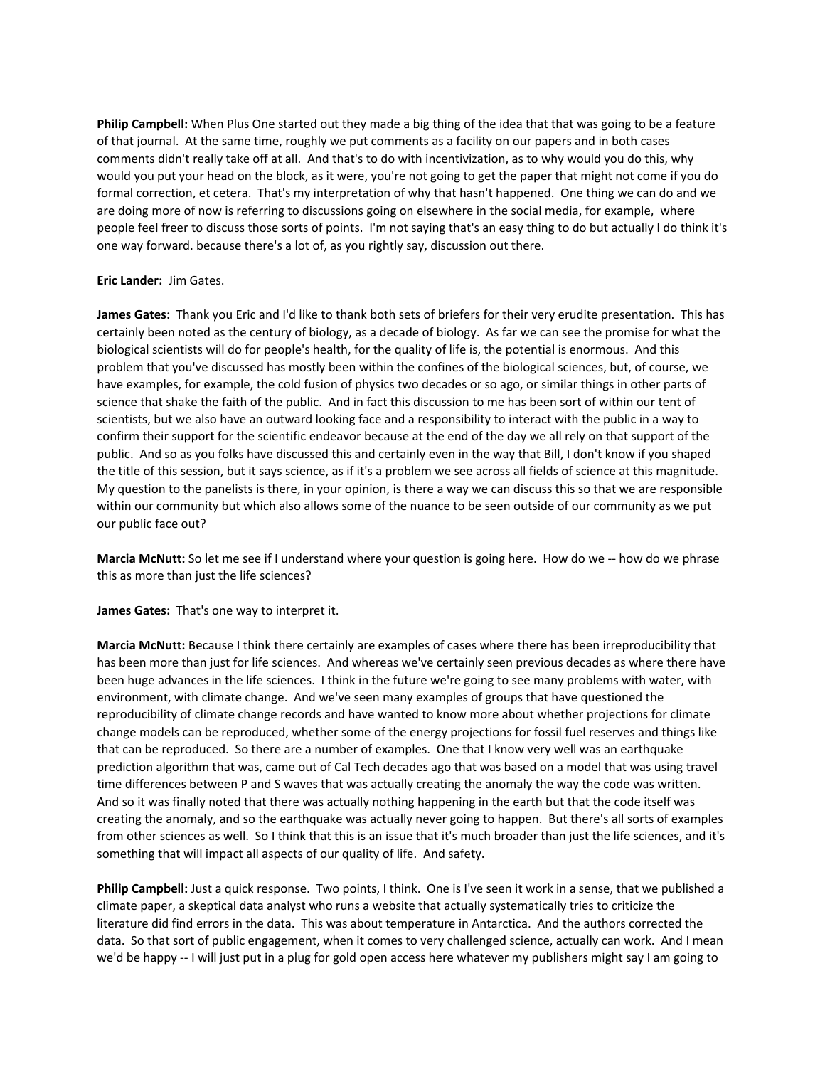**Philip Campbell:** When Plus One started out they made a big thing of the idea that that was going to be a feature of that journal. At the same time, roughly we put comments as a facility on our papers and in both cases comments didn't really take off at all. And that's to do with incentivization, as to why would you do this, why would you put your head on the block, as it were, you're not going to get the paper that might not come if you do formal correction, et cetera. That's my interpretation of why that hasn't happened. One thing we can do and we are doing more of now is referring to discussions going on elsewhere in the social media, for example, where people feel freer to discuss those sorts of points. I'm not saying that's an easy thing to do but actually I do think it's one way forward. because there's a lot of, as you rightly say, discussion out there.

**Eric Lander:** Jim Gates.

**James Gates:** Thank you Eric and I'd like to thank both sets of briefers for their very erudite presentation. This has certainly been noted as the century of biology, as a decade of biology. As far we can see the promise for what the biological scientists will do for people's health, for the quality of life is, the potential is enormous. And this problem that you've discussed has mostly been within the confines of the biological sciences, but, of course, we have examples, for example, the cold fusion of physics two decades or so ago, or similar things in other parts of science that shake the faith of the public. And in fact this discussion to me has been sort of within our tent of scientists, but we also have an outward looking face and a responsibility to interact with the public in a way to confirm their support for the scientific endeavor because at the end of the day we all rely on that support of the public. And so as you folks have discussed this and certainly even in the way that Bill, I don't know if you shaped the title of this session, but it says science, as if it's a problem we see across all fields of science at this magnitude. My question to the panelists is there, in your opinion, is there a way we can discuss this so that we are responsible within our community but which also allows some of the nuance to be seen outside of our community as we put our public face out?

**Marcia McNutt:** So let me see if I understand where your question is going here. How do we -- how do we phrase this as more than just the life sciences?

**James Gates:** That's one way to interpret it.

**Marcia McNutt:** Because I think there certainly are examples of cases where there has been irreproducibility that has been more than just for life sciences. And whereas we've certainly seen previous decades as where there have been huge advances in the life sciences. I think in the future we're going to see many problems with water, with environment, with climate change. And we've seen many examples of groups that have questioned the reproducibility of climate change records and have wanted to know more about whether projections for climate change models can be reproduced, whether some of the energy projections for fossil fuel reserves and things like that can be reproduced. So there are a number of examples. One that I know very well was an earthquake prediction algorithm that was, came out of Cal Tech decades ago that was based on a model that was using travel time differences between P and S waves that was actually creating the anomaly the way the code was written. And so it was finally noted that there was actually nothing happening in the earth but that the code itself was creating the anomaly, and so the earthquake was actually never going to happen. But there's all sorts of examples from other sciences as well. So I think that this is an issue that it's much broader than just the life sciences, and it's something that will impact all aspects of our quality of life. And safety.

**Philip Campbell:** Just a quick response. Two points, I think. One is I've seen it work in a sense, that we published a climate paper, a skeptical data analyst who runs a website that actually systematically tries to criticize the literature did find errors in the data. This was about temperature in Antarctica. And the authors corrected the data. So that sort of public engagement, when it comes to very challenged science, actually can work. And I mean we'd be happy -- I will just put in a plug for gold open access here whatever my publishers might say I am going to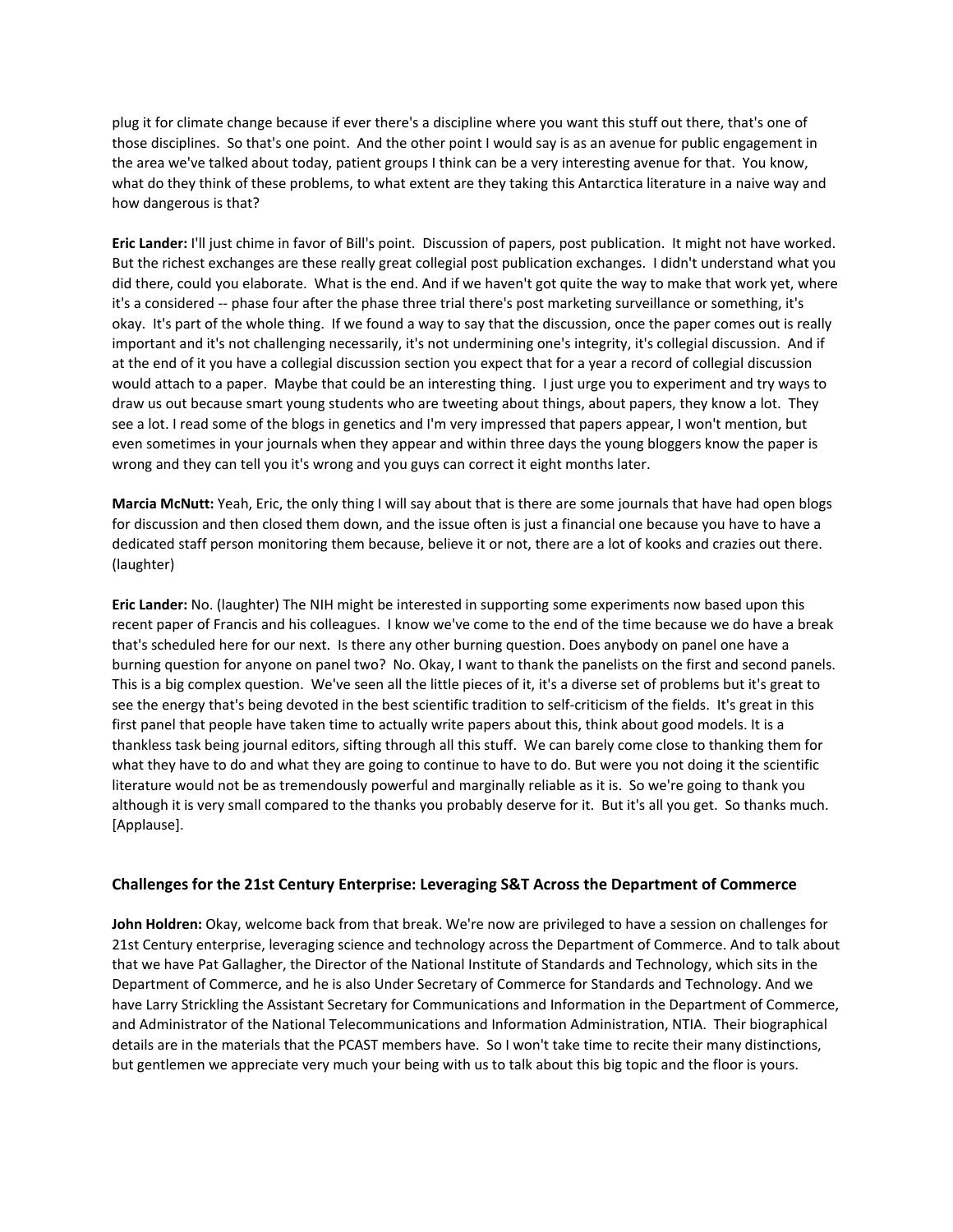plug it for climate change because if ever there's a discipline where you want this stuff out there, that's one of those disciplines. So that's one point. And the other point I would say is as an avenue for public engagement in the area we've talked about today, patient groups I think can be a very interesting avenue for that. You know, what do they think of these problems, to what extent are they taking this Antarctica literature in a naive way and how dangerous is that?

**Eric Lander:** I'll just chime in favor of Bill's point. Discussion of papers, post publication. It might not have worked. But the richest exchanges are these really great collegial post publication exchanges. I didn't understand what you did there, could you elaborate. What is the end. And if we haven't got quite the way to make that work yet, where it's a considered -- phase four after the phase three trial there's post marketing surveillance or something, it's okay. It's part of the whole thing. If we found a way to say that the discussion, once the paper comes out is really important and it's not challenging necessarily, it's not undermining one's integrity, it's collegial discussion. And if at the end of it you have a collegial discussion section you expect that for a year a record of collegial discussion would attach to a paper. Maybe that could be an interesting thing. I just urge you to experiment and try ways to draw us out because smart young students who are tweeting about things, about papers, they know a lot. They see a lot. I read some of the blogs in genetics and I'm very impressed that papers appear, I won't mention, but even sometimes in your journals when they appear and within three days the young bloggers know the paper is wrong and they can tell you it's wrong and you guys can correct it eight months later.

**Marcia McNutt:** Yeah, Eric, the only thing I will say about that is there are some journals that have had open blogs for discussion and then closed them down, and the issue often is just a financial one because you have to have a dedicated staff person monitoring them because, believe it or not, there are a lot of kooks and crazies out there. (laughter)

**Eric Lander:** No. (laughter) The NIH might be interested in supporting some experiments now based upon this recent paper of Francis and his colleagues. I know we've come to the end of the time because we do have a break that's scheduled here for our next. Is there any other burning question. Does anybody on panel one have a burning question for anyone on panel two? No. Okay, I want to thank the panelists on the first and second panels. This is a big complex question. We've seen all the little pieces of it, it's a diverse set of problems but it's great to see the energy that's being devoted in the best scientific tradition to self-criticism of the fields. It's great in this first panel that people have taken time to actually write papers about this, think about good models. It is a thankless task being journal editors, sifting through all this stuff. We can barely come close to thanking them for what they have to do and what they are going to continue to have to do. But were you not doing it the scientific literature would not be as tremendously powerful and marginally reliable as it is. So we're going to thank you although it is very small compared to the thanks you probably deserve for it. But it's all you get. So thanks much. [Applause].

### Challenges for the 21st Century Enterprise: Leveraging S&T Across the Department of Commerce

**John Holdren:** Okay, welcome back from that break. We're now are privileged to have a session on challenges for 21st Century enterprise, leveraging science and technology across the Department of Commerce. And to talk about that we have Pat Gallagher, the Director of the National Institute of Standards and Technology, which sits in the Department of Commerce, and he is also Under Secretary of Commerce for Standards and Technology. And we have Larry Strickling the Assistant Secretary for Communications and Information in the Department of Commerce, and Administrator of the National Telecommunications and Information Administration, NTIA. Their biographical details are in the materials that the PCAST members have. So I won't take time to recite their many distinctions, but gentlemen we appreciate very much your being with us to talk about this big topic and the floor is yours.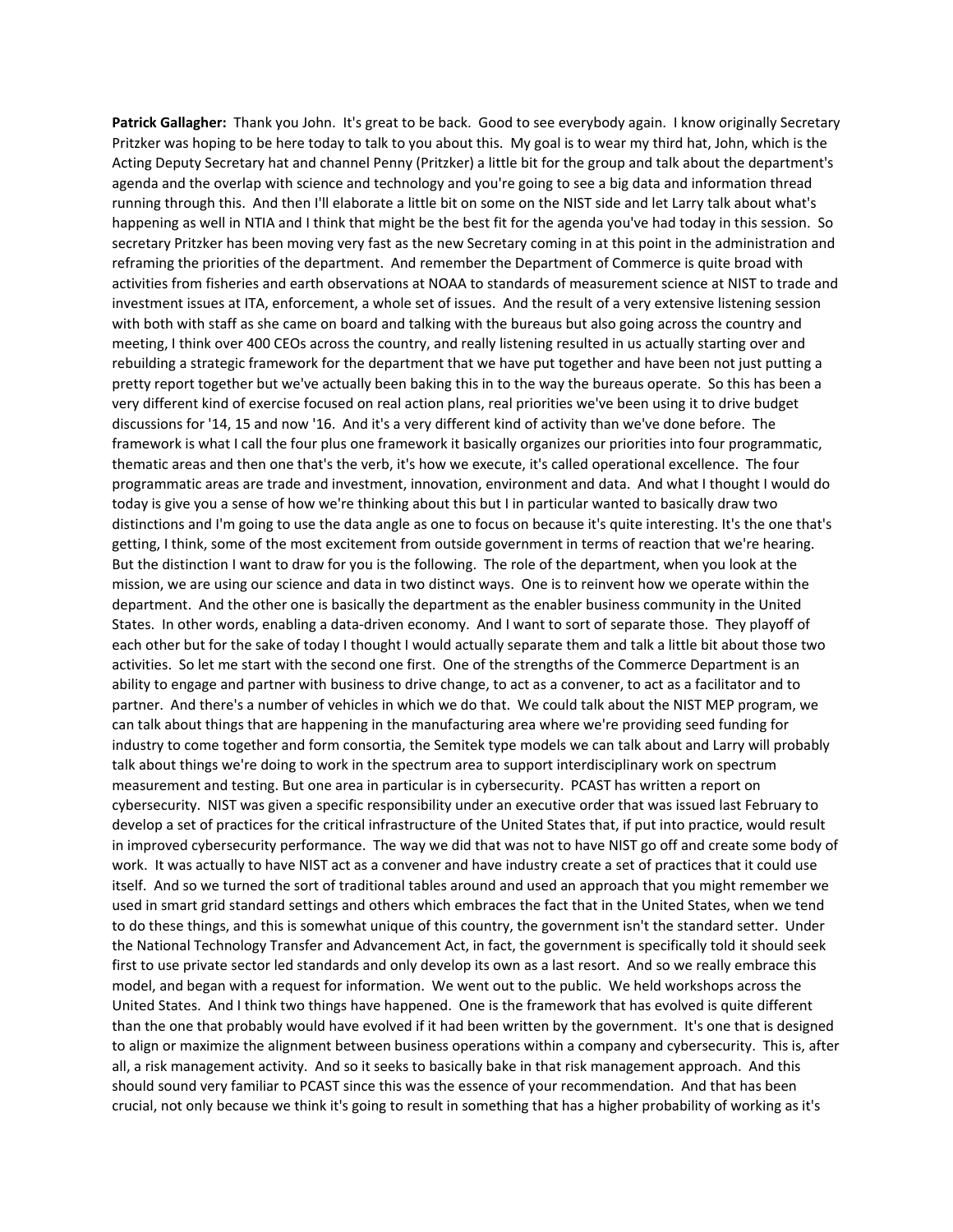**Patrick Gallagher:** Thank you John. It's great to be back. Good to see everybody again. I know originally Secretary Pritzker was hoping to be here today to talk to you about this. My goal is to wear my third hat, John, which is the Acting Deputy Secretary hat and channel Penny (Pritzker) a little bit for the group and talk about the department's agenda and the overlap with science and technology and you're going to see a big data and information thread running through this. And then I'll elaborate a little bit on some on the NIST side and let Larry talk about what's happening as well in NTIA and I think that might be the best fit for the agenda you've had today in this session. So secretary Pritzker has been moving very fast as the new Secretary coming in at this point in the administration and reframing the priorities of the department. And remember the Department of Commerce is quite broad with activities from fisheries and earth observations at NOAA to standards of measurement science at NIST to trade and investment issues at ITA, enforcement, a whole set of issues. And the result of a very extensive listening session with both with staff as she came on board and talking with the bureaus but also going across the country and meeting, I think over 400 CEOs across the country, and really listening resulted in us actually starting over and rebuilding a strategic framework for the department that we have put together and have been not just putting a pretty report together but we've actually been baking this in to the way the bureaus operate. So this has been a very different kind of exercise focused on real action plans, real priorities we've been using it to drive budget discussions for '14, 15 and now '16. And it's a very different kind of activity than we've done before. The framework is what I call the four plus one framework it basically organizes our priorities into four programmatic, thematic areas and then one that's the verb, it's how we execute, it's called operational excellence. The four programmatic areas are trade and investment, innovation, environment and data. And what I thought I would do today is give you a sense of how we're thinking about this but I in particular wanted to basically draw two distinctions and I'm going to use the data angle as one to focus on because it's quite interesting. It's the one that's getting, I think, some of the most excitement from outside government in terms of reaction that we're hearing. But the distinction I want to draw for you is the following. The role of the department, when you look at the mission, we are using our science and data in two distinct ways. One is to reinvent how we operate within the department. And the other one is basically the department as the enabler business community in the United States. In other words, enabling a data-driven economy. And I want to sort of separate those. They playoff of each other but for the sake of today I thought I would actually separate them and talk a little bit about those two activities. So let me start with the second one first. One of the strengths of the Commerce Department is an ability to engage and partner with business to drive change, to act as a convener, to act as a facilitator and to partner. And there's a number of vehicles in which we do that. We could talk about the NIST MEP program, we can talk about things that are happening in the manufacturing area where we're providing seed funding for industry to come together and form consortia, the Semitek type models we can talk about and Larry will probably talk about things we're doing to work in the spectrum area to support interdisciplinary work on spectrum measurement and testing. But one area in particular is in cybersecurity. PCAST has written a report on cybersecurity. NIST was given a specific responsibility under an executive order that was issued last February to develop a set of practices for the critical infrastructure of the United States that, if put into practice, would result in improved cybersecurity performance. The way we did that was not to have NIST go off and create some body of work. It was actually to have NIST act as a convener and have industry create a set of practices that it could use itself. And so we turned the sort of traditional tables around and used an approach that you might remember we used in smart grid standard settings and others which embraces the fact that in the United States, when we tend to do these things, and this is somewhat unique of this country, the government isn't the standard setter. Under the National Technology Transfer and Advancement Act, in fact, the government is specifically told it should seek first to use private sector led standards and only develop its own as a last resort. And so we really embrace this model, and began with a request for information. We went out to the public. We held workshops across the United States. And I think two things have happened. One is the framework that has evolved is quite different than the one that probably would have evolved if it had been written by the government. It's one that is designed to align or maximize the alignment between business operations within a company and cybersecurity. This is, after all, a risk management activity. And so it seeks to basically bake in that risk management approach. And this should sound very familiar to PCAST since this was the essence of your recommendation. And that has been crucial, not only because we think it's going to result in something that has a higher probability of working as it's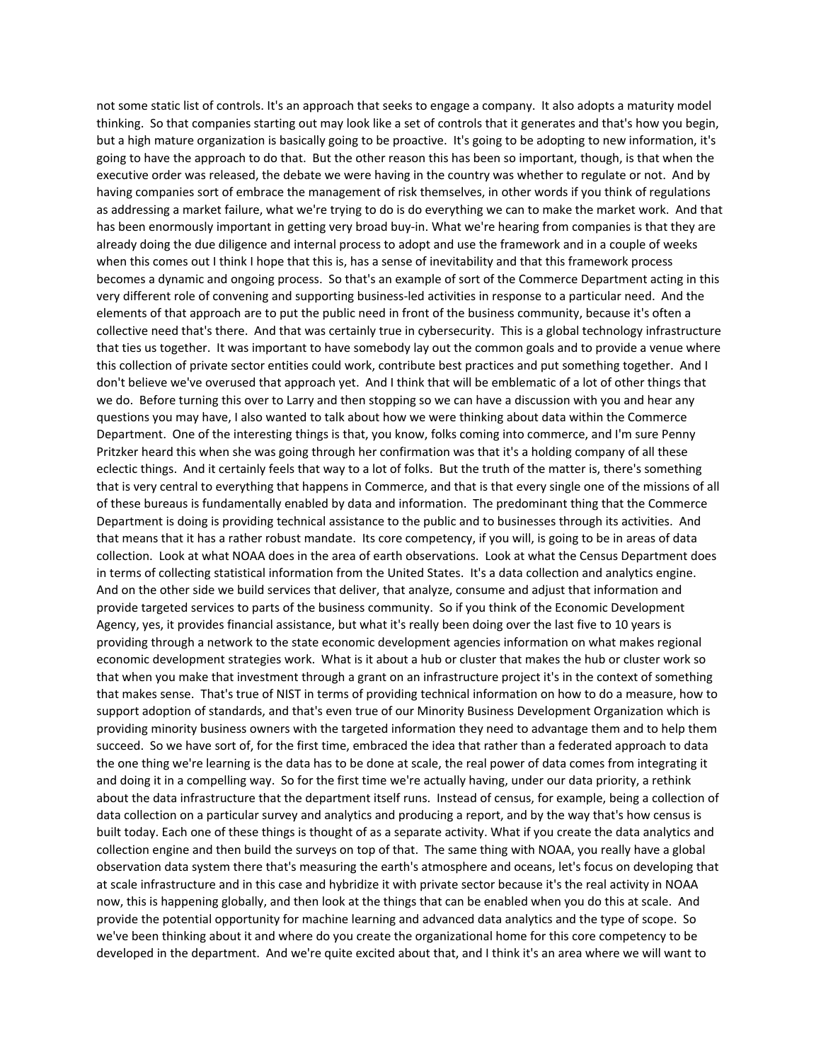not some static list of controls. It's an approach that seeks to engage a company. It also adopts a maturity model thinking. So that companies starting out may look like a set of controls that it generates and that's how you begin, but a high mature organization is basically going to be proactive. It's going to be adopting to new information, it's going to have the approach to do that. But the other reason this has been so important, though, is that when the executive order was released, the debate we were having in the country was whether to regulate or not. And by having companies sort of embrace the management of risk themselves, in other words if you think of regulations as addressing a market failure, what we're trying to do is do everything we can to make the market work. And that has been enormously important in getting very broad buy-in. What we're hearing from companies is that they are already doing the due diligence and internal process to adopt and use the framework and in a couple of weeks when this comes out I think I hope that this is, has a sense of inevitability and that this framework process becomes a dynamic and ongoing process. So that's an example of sort of the Commerce Department acting in this very different role of convening and supporting business-led activities in response to a particular need. And the elements of that approach are to put the public need in front of the business community, because it's often a collective need that's there. And that was certainly true in cybersecurity. This is a global technology infrastructure that ties us together. It was important to have somebody lay out the common goals and to provide a venue where this collection of private sector entities could work, contribute best practices and put something together. And I don't believe we've overused that approach yet. And I think that will be emblematic of a lot of other things that we do. Before turning this over to Larry and then stopping so we can have a discussion with you and hear any questions you may have, I also wanted to talk about how we were thinking about data within the Commerce Department. One of the interesting things is that, you know, folks coming into commerce, and I'm sure Penny Pritzker heard this when she was going through her confirmation was that it's a holding company of all these eclectic things. And it certainly feels that way to a lot of folks. But the truth of the matter is, there's something that is very central to everything that happens in Commerce, and that is that every single one of the missions of all of these bureaus is fundamentally enabled by data and information. The predominant thing that the Commerce Department is doing is providing technical assistance to the public and to businesses through its activities. And that means that it has a rather robust mandate. Its core competency, if you will, is going to be in areas of data collection. Look at what NOAA does in the area of earth observations. Look at what the Census Department does in terms of collecting statistical information from the United States. It's a data collection and analytics engine. And on the other side we build services that deliver, that analyze, consume and adjust that information and provide targeted services to parts of the business community. So if you think of the Economic Development Agency, yes, it provides financial assistance, but what it's really been doing over the last five to 10 years is providing through a network to the state economic development agencies information on what makes regional economic development strategies work. What is it about a hub or cluster that makes the hub or cluster work so that when you make that investment through a grant on an infrastructure project it's in the context of something that makes sense. That's true of NIST in terms of providing technical information on how to do a measure, how to support adoption of standards, and that's even true of our Minority Business Development Organization which is providing minority business owners with the targeted information they need to advantage them and to help them succeed. So we have sort of, for the first time, embraced the idea that rather than a federated approach to data the one thing we're learning is the data has to be done at scale, the real power of data comes from integrating it and doing it in a compelling way. So for the first time we're actually having, under our data priority, a rethink about the data infrastructure that the department itself runs. Instead of census, for example, being a collection of data collection on a particular survey and analytics and producing a report, and by the way that's how census is built today. Each one of these things is thought of as a separate activity. What if you create the data analytics and collection engine and then build the surveys on top of that. The same thing with NOAA, you really have a global observation data system there that's measuring the earth's atmosphere and oceans, let's focus on developing that at scale infrastructure and in this case and hybridize it with private sector because it's the real activity in NOAA now, this is happening globally, and then look at the things that can be enabled when you do this at scale. And provide the potential opportunity for machine learning and advanced data analytics and the type of scope. So we've been thinking about it and where do you create the organizational home for this core competency to be developed in the department. And we're quite excited about that, and I think it's an area where we will want to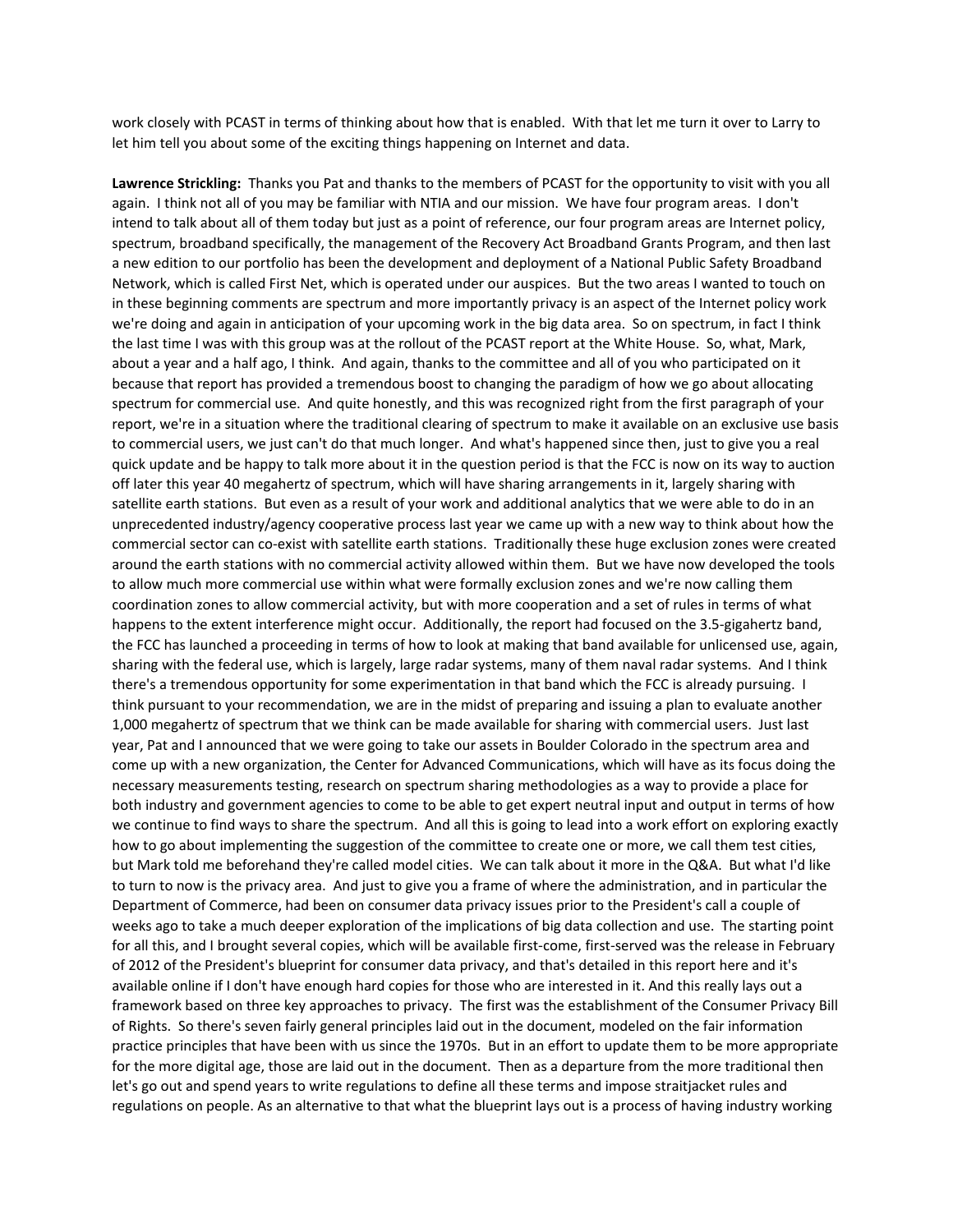work closely with PCAST in terms of thinking about how that is enabled. With that let me turn it over to Larry to let him tell you about some of the exciting things happening on Internet and data.

**Lawrence Strickling:** Thanks you Pat and thanks to the members of PCAST for the opportunity to visit with you all again. I think not all of you may be familiar with NTIA and our mission. We have four program areas. I don't intend to talk about all of them today but just as a point of reference, our four program areas are Internet policy, spectrum, broadband specifically, the management of the Recovery Act Broadband Grants Program, and then last a new edition to our portfolio has been the development and deployment of a National Public Safety Broadband Network, which is called First Net, which is operated under our auspices. But the two areas I wanted to touch on in these beginning comments are spectrum and more importantly privacy is an aspect of the Internet policy work we're doing and again in anticipation of your upcoming work in the big data area. So on spectrum, in fact I think the last time I was with this group was at the rollout of the PCAST report at the White House. So, what, Mark, about a year and a half ago, I think. And again, thanks to the committee and all of you who participated on it because that report has provided a tremendous boost to changing the paradigm of how we go about allocating spectrum for commercial use. And quite honestly, and this was recognized right from the first paragraph of your report, we're in a situation where the traditional clearing of spectrum to make it available on an exclusive use basis to commercial users, we just can't do that much longer. And what's happened since then, just to give you a real quick update and be happy to talk more about it in the question period is that the FCC is now on its way to auction off later this year 40 megahertz of spectrum, which will have sharing arrangements in it, largely sharing with satellite earth stations. But even as a result of your work and additional analytics that we were able to do in an unprecedented industry/agency cooperative process last year we came up with a new way to think about how the commercial sector can co-exist with satellite earth stations. Traditionally these huge exclusion zones were created around the earth stations with no commercial activity allowed within them. But we have now developed the tools to allow much more commercial use within what were formally exclusion zones and we're now calling them coordination zones to allow commercial activity, but with more cooperation and a set of rules in terms of what happens to the extent interference might occur. Additionally, the report had focused on the 3.5-gigahertz band, the FCC has launched a proceeding in terms of how to look at making that band available for unlicensed use, again, sharing with the federal use, which is largely, large radar systems, many of them naval radar systems. And I think there's a tremendous opportunity for some experimentation in that band which the FCC is already pursuing. I think pursuant to your recommendation, we are in the midst of preparing and issuing a plan to evaluate another 1,000 megahertz of spectrum that we think can be made available for sharing with commercial users. Just last year, Pat and I announced that we were going to take our assets in Boulder Colorado in the spectrum area and come up with a new organization, the Center for Advanced Communications, which will have as its focus doing the necessary measurements testing, research on spectrum sharing methodologies as a way to provide a place for both industry and government agencies to come to be able to get expert neutral input and output in terms of how we continue to find ways to share the spectrum. And all this is going to lead into a work effort on exploring exactly how to go about implementing the suggestion of the committee to create one or more, we call them test cities, but Mark told me beforehand they're called model cities. We can talk about it more in the Q&A. But what I'd like to turn to now is the privacy area. And just to give you a frame of where the administration, and in particular the Department of Commerce, had been on consumer data privacy issues prior to the President's call a couple of weeks ago to take a much deeper exploration of the implications of big data collection and use. The starting point for all this, and I brought several copies, which will be available first-come, first-served was the release in February of 2012 of the President's blueprint for consumer data privacy, and that's detailed in this report here and it's available online if I don't have enough hard copies for those who are interested in it. And this really lays out a framework based on three key approaches to privacy. The first was the establishment of the Consumer Privacy Bill of Rights. So there's seven fairly general principles laid out in the document, modeled on the fair information practice principles that have been with us since the 1970s. But in an effort to update them to be more appropriate for the more digital age, those are laid out in the document. Then as a departure from the more traditional then let's go out and spend years to write regulations to define all these terms and impose straitjacket rules and regulations on people. As an alternative to that what the blueprint lays out is a process of having industry working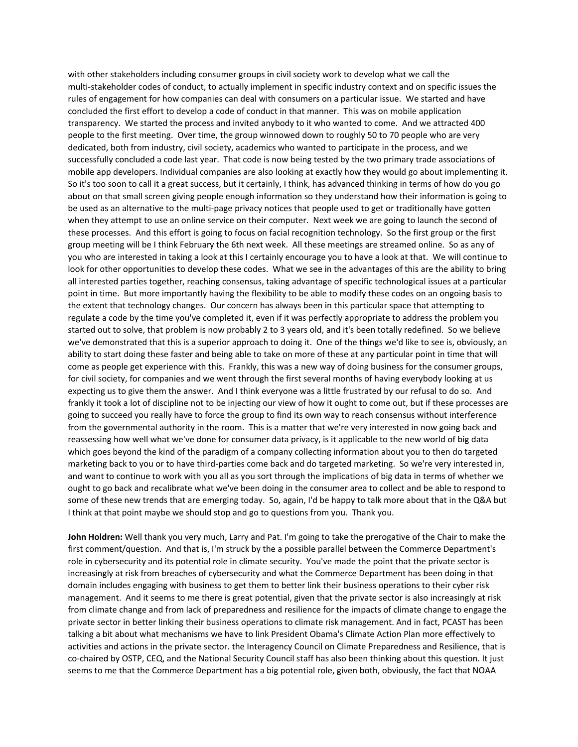with other stakeholders including consumer groups in civil society work to develop what we call the multi-stakeholder codes of conduct, to actually implement in specific industry context and on specific issues the rules of engagement for how companies can deal with consumers on a particular issue. We started and have concluded the first effort to develop a code of conduct in that manner. This was on mobile application transparency. We started the process and invited anybody to it who wanted to come. And we attracted 400 people to the first meeting. Over time, the group winnowed down to roughly 50 to 70 people who are very dedicated, both from industry, civil society, academics who wanted to participate in the process, and we successfully concluded a code last year. That code is now being tested by the two primary trade associations of mobile app developers. Individual companies are also looking at exactly how they would go about implementing it. So it's too soon to call it a great success, but it certainly, I think, has advanced thinking in terms of how do you go about on that small screen giving people enough information so they understand how their information is going to be used as an alternative to the multi-page privacy notices that people used to get or traditionally have gotten when they attempt to use an online service on their computer. Next week we are going to launch the second of these processes. And this effort is going to focus on facial recognition technology. So the first group or the first group meeting will be I think February the 6th next week. All these meetings are streamed online. So as any of you who are interested in taking a look at this I certainly encourage you to have a look at that. We will continue to look for other opportunities to develop these codes. What we see in the advantages of this are the ability to bring all interested parties together, reaching consensus, taking advantage of specific technological issues at a particular point in time. But more importantly having the flexibility to be able to modify these codes on an ongoing basis to the extent that technology changes. Our concern has always been in this particular space that attempting to regulate a code by the time you've completed it, even if it was perfectly appropriate to address the problem you started out to solve, that problem is now probably 2 to 3 years old, and it's been totally redefined. So we believe we've demonstrated that this is a superior approach to doing it. One of the things we'd like to see is, obviously, an ability to start doing these faster and being able to take on more of these at any particular point in time that will come as people get experience with this. Frankly, this was a new way of doing business for the consumer groups, for civil society, for companies and we went through the first several months of having everybody looking at us expecting us to give them the answer. And I think everyone was a little frustrated by our refusal to do so. And frankly it took a lot of discipline not to be injecting our view of how it ought to come out, but if these processes are going to succeed you really have to force the group to find its own way to reach consensus without interference from the governmental authority in the room. This is a matter that we're very interested in now going back and reassessing how well what we've done for consumer data privacy, is it applicable to the new world of big data which goes beyond the kind of the paradigm of a company collecting information about you to then do targeted marketing back to you or to have third-parties come back and do targeted marketing. So we're very interested in, and want to continue to work with you all as you sort through the implications of big data in terms of whether we ought to go back and recalibrate what we've been doing in the consumer area to collect and be able to respond to some of these new trends that are emerging today. So, again, I'd be happy to talk more about that in the Q&A but I think at that point maybe we should stop and go to questions from you. Thank you.

**John Holdren:** Well thank you very much, Larry and Pat. I'm going to take the prerogative of the Chair to make the first comment/question. And that is, I'm struck by the a possible parallel between the Commerce Department's role in cybersecurity and its potential role in climate security. You've made the point that the private sector is increasingly at risk from breaches of cybersecurity and what the Commerce Department has been doing in that domain includes engaging with business to get them to better link their business operations to their cyber risk management. And it seems to me there is great potential, given that the private sector is also increasingly at risk from climate change and from lack of preparedness and resilience for the impacts of climate change to engage the private sector in better linking their business operations to climate risk management. And in fact, PCAST has been talking a bit about what mechanisms we have to link President Obama's Climate Action Plan more effectively to activities and actions in the private sector. the Interagency Council on Climate Preparedness and Resilience, that is co-chaired by OSTP, CEQ, and the National Security Council staff has also been thinking about this question. It just seems to me that the Commerce Department has a big potential role, given both, obviously, the fact that NOAA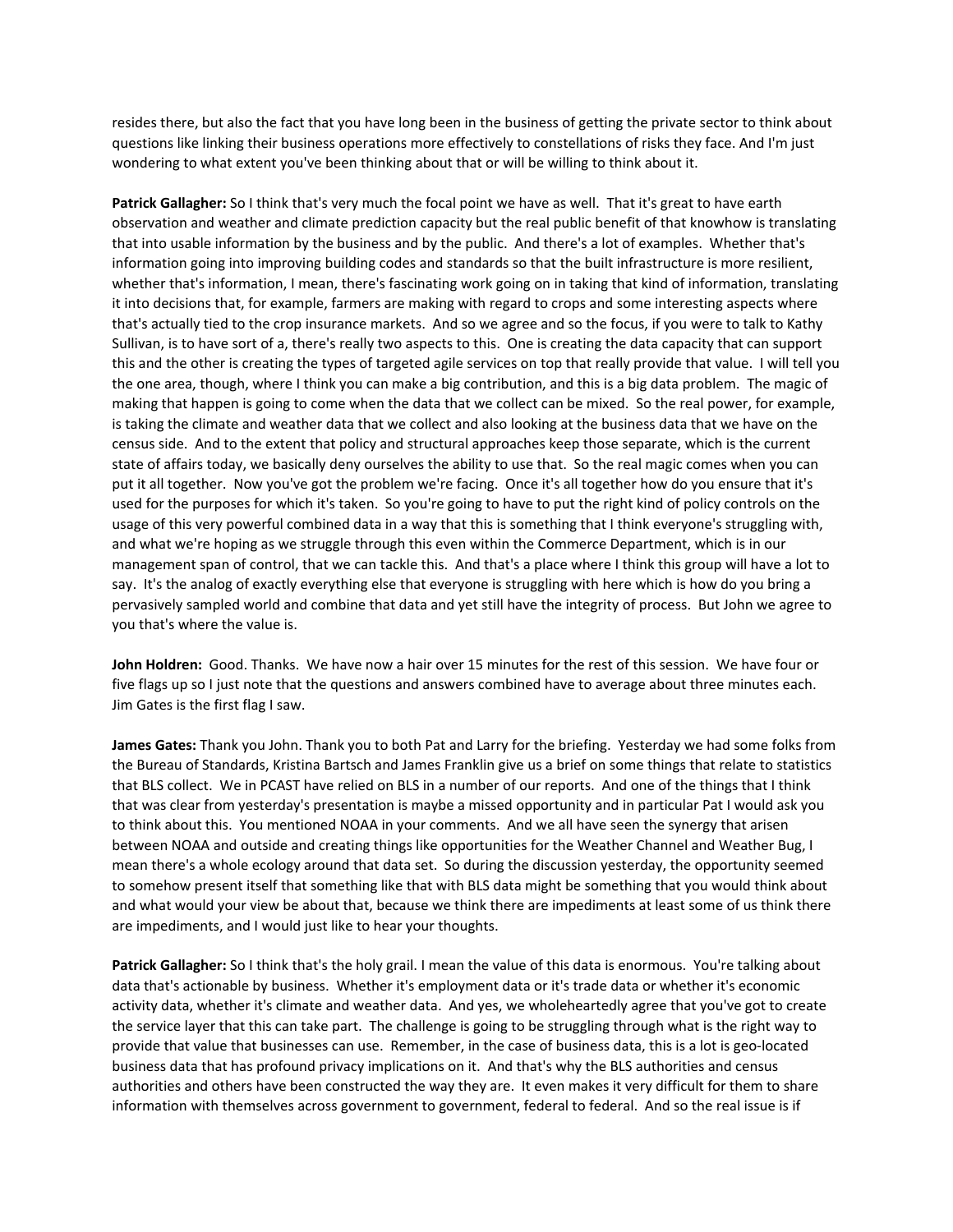resides there, but also the fact that you have long been in the business of getting the private sector to think about questions like linking their business operations more effectively to constellations of risks they face. And I'm just wondering to what extent you've been thinking about that or will be willing to think about it.

**Patrick Gallagher:** So I think that's very much the focal point we have as well. That it's great to have earth observation and weather and climate prediction capacity but the real public benefit of that knowhow is translating that into usable information by the business and by the public. And there's a lot of examples. Whether that's information going into improving building codes and standards so that the built infrastructure is more resilient, whether that's information, I mean, there's fascinating work going on in taking that kind of information, translating it into decisions that, for example, farmers are making with regard to crops and some interesting aspects where that's actually tied to the crop insurance markets. And so we agree and so the focus, if you were to talk to Kathy Sullivan, is to have sort of a, there's really two aspects to this. One is creating the data capacity that can support this and the other is creating the types of targeted agile services on top that really provide that value. I will tell you the one area, though, where I think you can make a big contribution, and this is a big data problem. The magic of making that happen is going to come when the data that we collect can be mixed. So the real power, for example, is taking the climate and weather data that we collect and also looking at the business data that we have on the census side. And to the extent that policy and structural approaches keep those separate, which is the current state of affairs today, we basically deny ourselves the ability to use that. So the real magic comes when you can put it all together. Now you've got the problem we're facing. Once it's all together how do you ensure that it's used for the purposes for which it's taken. So you're going to have to put the right kind of policy controls on the usage of this very powerful combined data in a way that this is something that I think everyone's struggling with, and what we're hoping as we struggle through this even within the Commerce Department, which is in our management span of control, that we can tackle this. And that's a place where I think this group will have a lot to say. It's the analog of exactly everything else that everyone is struggling with here which is how do you bring a pervasively sampled world and combine that data and yet still have the integrity of process. But John we agree to you that's where the value is.

**John Holdren:** Good. Thanks. We have now a hair over 15 minutes for the rest of this session. We have four or five flags up so I just note that the questions and answers combined have to average about three minutes each. Jim Gates is the first flag I saw.

**James Gates:** Thank you John. Thank you to both Pat and Larry for the briefing. Yesterday we had some folks from the Bureau of Standards, Kristina Bartsch and James Franklin give us a brief on some things that relate to statistics that BLS collect. We in PCAST have relied on BLS in a number of our reports. And one of the things that I think that was clear from yesterday's presentation is maybe a missed opportunity and in particular Pat I would ask you to think about this. You mentioned NOAA in your comments. And we all have seen the synergy that arisen between NOAA and outside and creating things like opportunities for the Weather Channel and Weather Bug, I mean there's a whole ecology around that data set. So during the discussion yesterday, the opportunity seemed to somehow present itself that something like that with BLS data might be something that you would think about and what would your view be about that, because we think there are impediments at least some of us think there are impediments, and I would just like to hear your thoughts.

**Patrick Gallagher:** So I think that's the holy grail. I mean the value of this data is enormous. You're talking about data that's actionable by business. Whether it's employment data or it's trade data or whether it's economic activity data, whether it's climate and weather data. And yes, we wholeheartedly agree that you've got to create the service layer that this can take part. The challenge is going to be struggling through what is the right way to provide that value that businesses can use. Remember, in the case of business data, this is a lot is geo-located business data that has profound privacy implications on it. And that's why the BLS authorities and census authorities and others have been constructed the way they are. It even makes it very difficult for them to share information with themselves across government to government, federal to federal. And so the real issue is if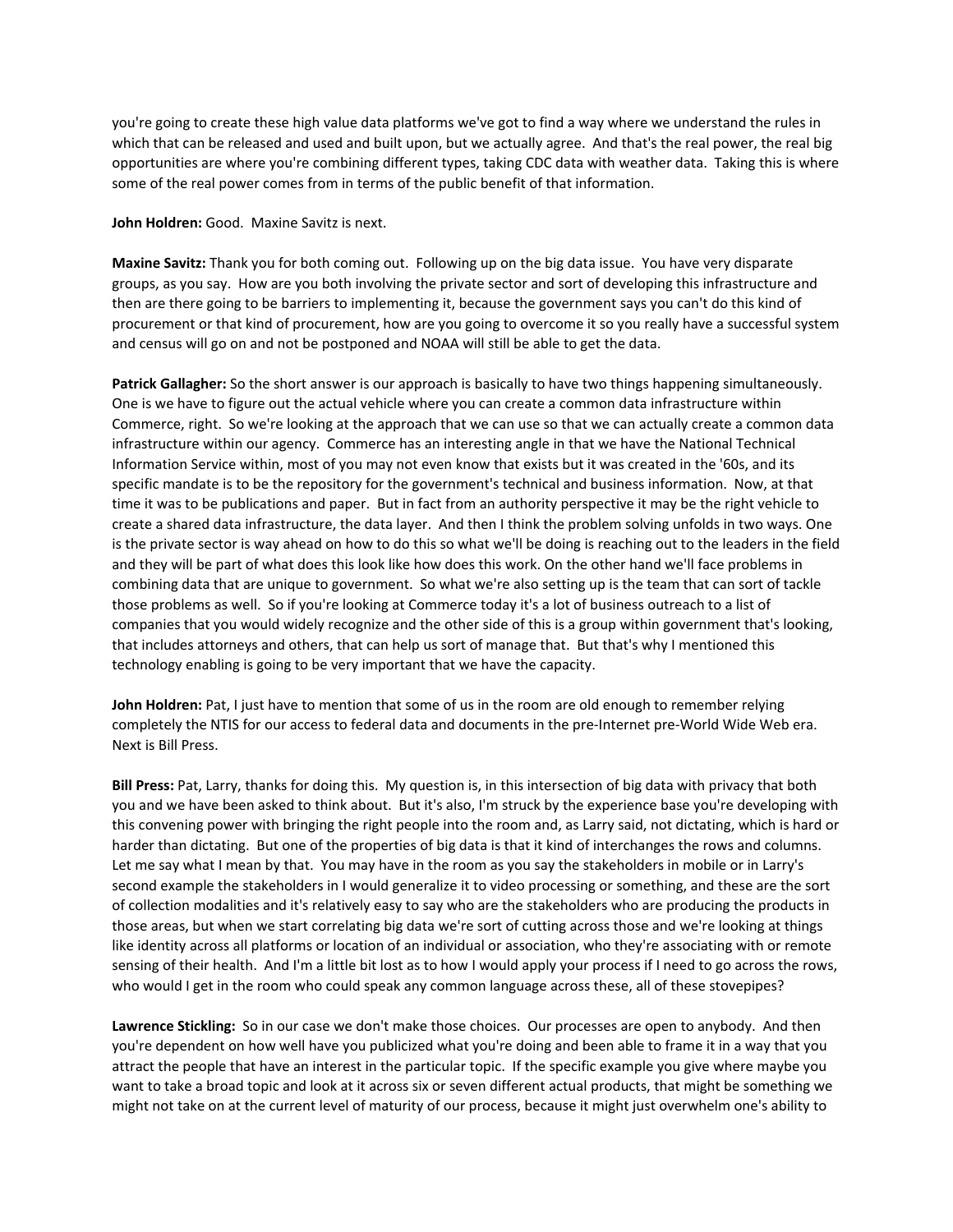you're going to create these high value data platforms we've got to find a way where we understand the rules in which that can be released and used and built upon, but we actually agree. And that's the real power, the real big opportunities are where you're combining different types, taking CDC data with weather data. Taking this is where some of the real power comes from in terms of the public benefit of that information.

**John Holdren:** Good. Maxine Savitz is next.

**Maxine Savitz:** Thank you for both coming out. Following up on the big data issue. You have very disparate groups, as you say. How are you both involving the private sector and sort of developing this infrastructure and then are there going to be barriers to implementing it, because the government says you can't do this kind of procurement or that kind of procurement, how are you going to overcome it so you really have a successful system and census will go on and not be postponed and NOAA will still be able to get the data.

**Patrick Gallagher:** So the short answer is our approach is basically to have two things happening simultaneously. One is we have to figure out the actual vehicle where you can create a common data infrastructure within Commerce, right. So we're looking at the approach that we can use so that we can actually create a common data infrastructure within our agency. Commerce has an interesting angle in that we have the National Technical Information Service within, most of you may not even know that exists but it was created in the '60s, and its specific mandate is to be the repository for the government's technical and business information. Now, at that time it was to be publications and paper. But in fact from an authority perspective it may be the right vehicle to create a shared data infrastructure, the data layer. And then I think the problem solving unfolds in two ways. One is the private sector is way ahead on how to do this so what we'll be doing is reaching out to the leaders in the field and they will be part of what does this look like how does this work. On the other hand we'll face problems in combining data that are unique to government. So what we're also setting up is the team that can sort of tackle those problems as well. So if you're looking at Commerce today it's a lot of business outreach to a list of companies that you would widely recognize and the other side of this is a group within government that's looking, that includes attorneys and others, that can help us sort of manage that. But that's why I mentioned this technology enabling is going to be very important that we have the capacity.

**John Holdren:** Pat, I just have to mention that some of us in the room are old enough to remember relying completely the NTIS for our access to federal data and documents in the pre-Internet pre-World Wide Web era. Next is Bill Press.

**Bill Press:** Pat, Larry, thanks for doing this. My question is, in this intersection of big data with privacy that both you and we have been asked to think about. But it's also, I'm struck by the experience base you're developing with this convening power with bringing the right people into the room and, as Larry said, not dictating, which is hard or harder than dictating. But one of the properties of big data is that it kind of interchanges the rows and columns. Let me say what I mean by that. You may have in the room as you say the stakeholders in mobile or in Larry's second example the stakeholders in I would generalize it to video processing or something, and these are the sort of collection modalities and it's relatively easy to say who are the stakeholders who are producing the products in those areas, but when we start correlating big data we're sort of cutting across those and we're looking at things like identity across all platforms or location of an individual or association, who they're associating with or remote sensing of their health. And I'm a little bit lost as to how I would apply your process if I need to go across the rows, who would I get in the room who could speak any common language across these, all of these stovepipes?

**Lawrence Stickling:** So in our case we don't make those choices. Our processes are open to anybody. And then you're dependent on how well have you publicized what you're doing and been able to frame it in a way that you attract the people that have an interest in the particular topic. If the specific example you give where maybe you want to take a broad topic and look at it across six or seven different actual products, that might be something we might not take on at the current level of maturity of our process, because it might just overwhelm one's ability to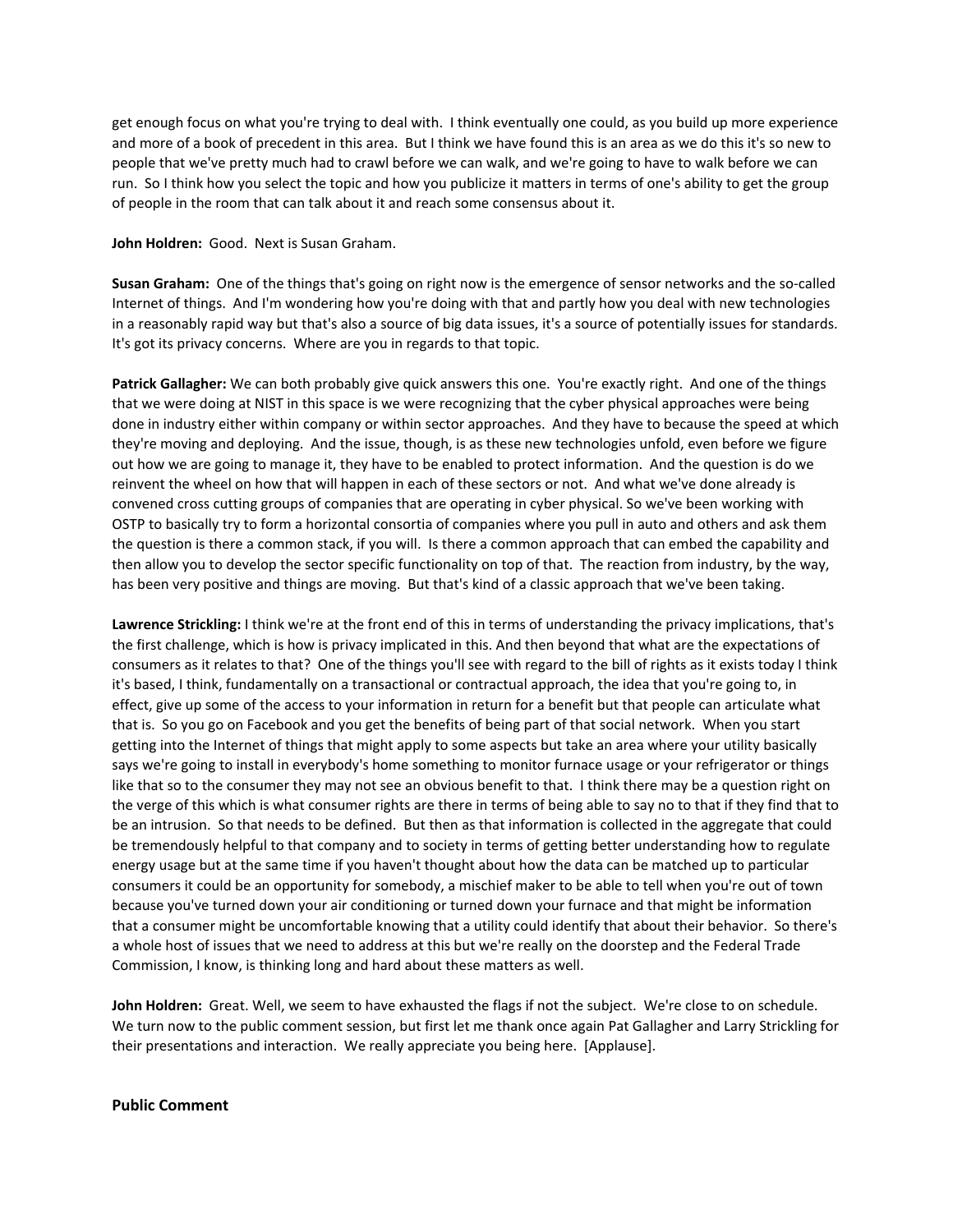get enough focus on what you're trying to deal with. I think eventually one could, as you build up more experience and more of a book of precedent in this area. But I think we have found this is an area as we do this it's so new to people that we've pretty much had to crawl before we can walk, and we're going to have to walk before we can run. So I think how you select the topic and how you publicize it matters in terms of one's ability to get the group of people in the room that can talk about it and reach some consensus about it.

**John Holdren:** Good. Next is Susan Graham.

**Susan Graham:** One of the things that's going on right now is the emergence of sensor networks and the so-called Internet of things. And I'm wondering how you're doing with that and partly how you deal with new technologies in a reasonably rapid way but that's also a source of big data issues, it's a source of potentially issues for standards. It's got its privacy concerns. Where are you in regards to that topic.

**Patrick Gallagher:** We can both probably give quick answers this one. You're exactly right. And one of the things that we were doing at NIST in this space is we were recognizing that the cyber physical approaches were being done in industry either within company or within sector approaches. And they have to because the speed at which they're moving and deploying. And the issue, though, is as these new technologies unfold, even before we figure out how we are going to manage it, they have to be enabled to protect information. And the question is do we reinvent the wheel on how that will happen in each of these sectors or not. And what we've done already is convened cross cutting groups of companies that are operating in cyber physical. So we've been working with OSTP to basically try to form a horizontal consortia of companies where you pull in auto and others and ask them the question is there a common stack, if you will. Is there a common approach that can embed the capability and then allow you to develop the sector specific functionality on top of that. The reaction from industry, by the way, has been very positive and things are moving. But that's kind of a classic approach that we've been taking.

**Lawrence Strickling:** I think we're at the front end of this in terms of understanding the privacy implications, that's the first challenge, which is how is privacy implicated in this. And then beyond that what are the expectations of consumers as it relates to that? One of the things you'll see with regard to the bill of rights as it exists today I think it's based, I think, fundamentally on a transactional or contractual approach, the idea that you're going to, in effect, give up some of the access to your information in return for a benefit but that people can articulate what that is. So you go on Facebook and you get the benefits of being part of that social network. When you start getting into the Internet of things that might apply to some aspects but take an area where your utility basically says we're going to install in everybody's home something to monitor furnace usage or your refrigerator or things like that so to the consumer they may not see an obvious benefit to that. I think there may be a question right on the verge of this which is what consumer rights are there in terms of being able to say no to that if they find that to be an intrusion. So that needs to be defined. But then as that information is collected in the aggregate that could be tremendously helpful to that company and to society in terms of getting better understanding how to regulate energy usage but at the same time if you haven't thought about how the data can be matched up to particular consumers it could be an opportunity for somebody, a mischief maker to be able to tell when you're out of town because you've turned down your air conditioning or turned down your furnace and that might be information that a consumer might be uncomfortable knowing that a utility could identify that about their behavior. So there's a whole host of issues that we need to address at this but we're really on the doorstep and the Federal Trade Commission, I know, is thinking long and hard about these matters as well.

**John Holdren:** Great. Well, we seem to have exhausted the flags if not the subject. We're close to on schedule. We turn now to the public comment session, but first let me thank once again Pat Gallagher and Larry Strickling for their presentations and interaction. We really appreciate you being here. [Applause].

## Public Comment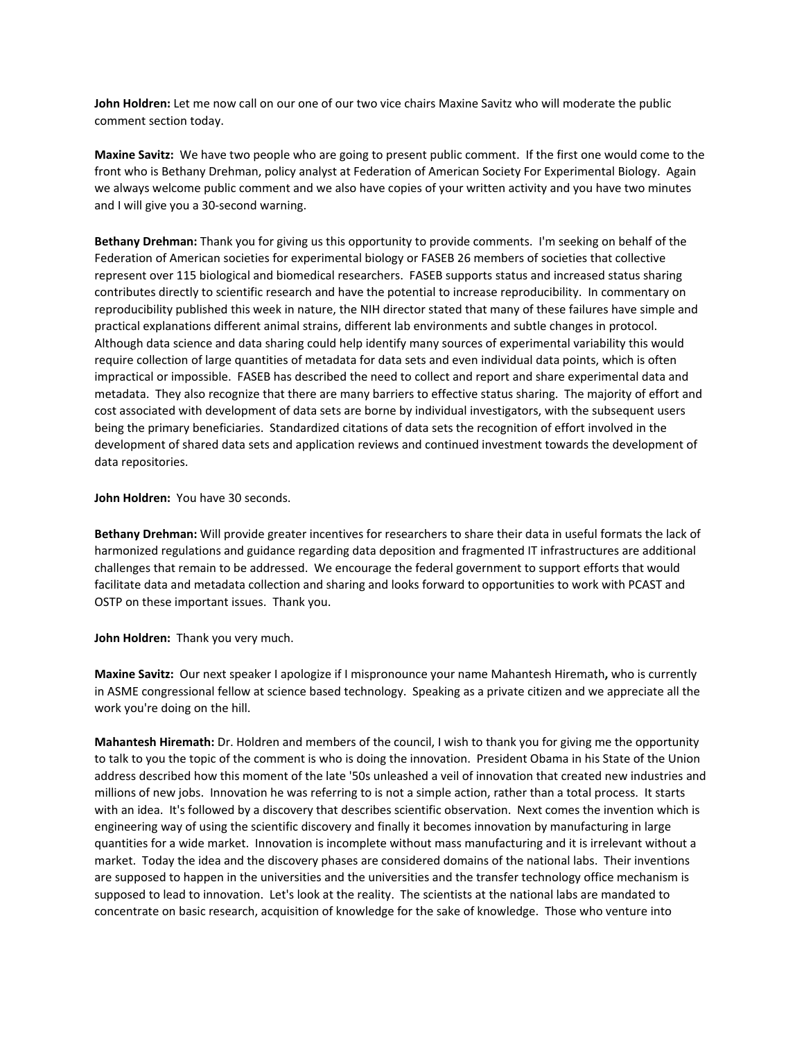**John Holdren:** Let me now call on our one of our two vice chairs Maxine Savitz who will moderate the public comment section today.

**Maxine Savitz:** We have two people who are going to present public comment. If the first one would come to the front who is Bethany Drehman, policy analyst at Federation of American Society For Experimental Biology. Again we always welcome public comment and we also have copies of your written activity and you have two minutes and I will give you a 30-second warning.

**Bethany Drehman:** Thank you for giving us this opportunity to provide comments. I'm seeking on behalf of the Federation of American societies for experimental biology or FASEB 26 members of societies that collective represent over 115 biological and biomedical researchers. FASEB supports status and increased status sharing contributes directly to scientific research and have the potential to increase reproducibility. In commentary on reproducibility published this week in nature, the NIH director stated that many of these failures have simple and practical explanations different animal strains, different lab environments and subtle changes in protocol. Although data science and data sharing could help identify many sources of experimental variability this would require collection of large quantities of metadata for data sets and even individual data points, which is often impractical or impossible. FASEB has described the need to collect and report and share experimental data and metadata. They also recognize that there are many barriers to effective status sharing. The majority of effort and cost associated with development of data sets are borne by individual investigators, with the subsequent users being the primary beneficiaries. Standardized citations of data sets the recognition of effort involved in the development of shared data sets and application reviews and continued investment towards the development of data repositories.

**John Holdren:** You have 30 seconds.

**Bethany Drehman:** Will provide greater incentives for researchers to share their data in useful formats the lack of harmonized regulations and guidance regarding data deposition and fragmented IT infrastructures are additional challenges that remain to be addressed. We encourage the federal government to support efforts that would facilitate data and metadata collection and sharing and looks forward to opportunities to work with PCAST and OSTP on these important issues. Thank you.

**John Holdren:** Thank you very much.

**Maxine Savitz:** Our next speaker I apologize if I mispronounce your name Mahantesh Hiremath**,** who is currently in ASME congressional fellow at science based technology. Speaking as a private citizen and we appreciate all the work you're doing on the hill.

**Mahantesh Hiremath:** Dr. Holdren and members of the council, I wish to thank you for giving me the opportunity to talk to you the topic of the comment is who is doing the innovation. President Obama in his State of the Union address described how this moment of the late '50s unleashed a veil of innovation that created new industries and millions of new jobs. Innovation he was referring to is not a simple action, rather than a total process. It starts with an idea. It's followed by a discovery that describes scientific observation. Next comes the invention which is engineering way of using the scientific discovery and finally it becomes innovation by manufacturing in large quantities for a wide market. Innovation is incomplete without mass manufacturing and it is irrelevant without a market. Today the idea and the discovery phases are considered domains of the national labs. Their inventions are supposed to happen in the universities and the universities and the transfer technology office mechanism is supposed to lead to innovation. Let's look at the reality. The scientists at the national labs are mandated to concentrate on basic research, acquisition of knowledge for the sake of knowledge. Those who venture into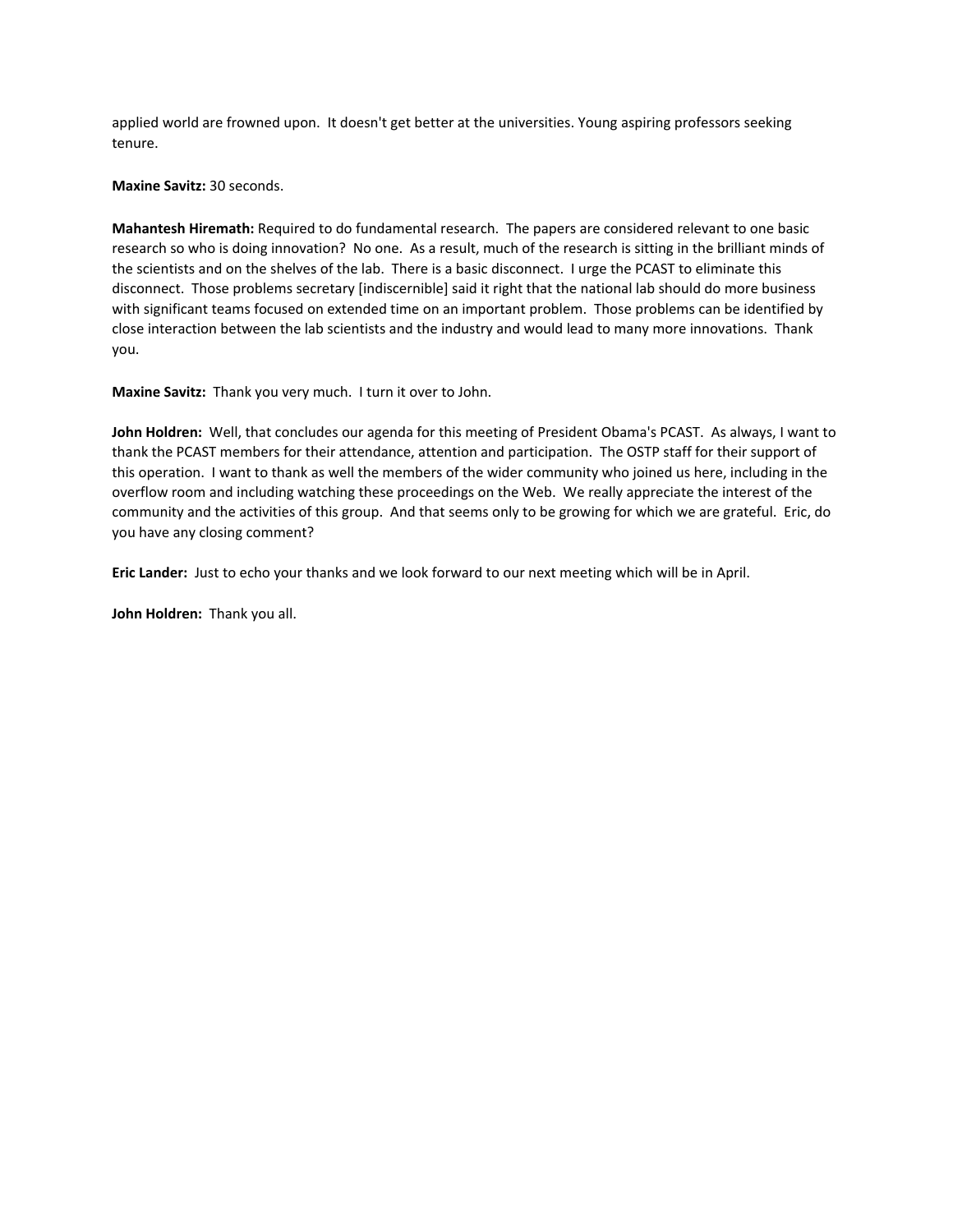applied world are frowned upon. It doesn't get better at the universities. Young aspiring professors seeking tenure.

**Maxine Savitz:** 30 seconds.

**Mahantesh Hiremath:** Required to do fundamental research. The papers are considered relevant to one basic research so who is doing innovation? No one. As a result, much of the research is sitting in the brilliant minds of the scientists and on the shelves of the lab. There is a basic disconnect. I urge the PCAST to eliminate this disconnect. Those problems secretary [indiscernible] said it right that the national lab should do more business with significant teams focused on extended time on an important problem. Those problems can be identified by close interaction between the lab scientists and the industry and would lead to many more innovations. Thank you.

**Maxine Savitz:** Thank you very much. I turn it over to John.

**John Holdren:** Well, that concludes our agenda for this meeting of President Obama's PCAST. As always, I want to thank the PCAST members for their attendance, attention and participation. The OSTP staff for their support of this operation. I want to thank as well the members of the wider community who joined us here, including in the overflow room and including watching these proceedings on the Web. We really appreciate the interest of the community and the activities of this group. And that seems only to be growing for which we are grateful. Eric, do you have any closing comment?

**Eric Lander:** Just to echo your thanks and we look forward to our next meeting which will be in April.

**John Holdren:** Thank you all.